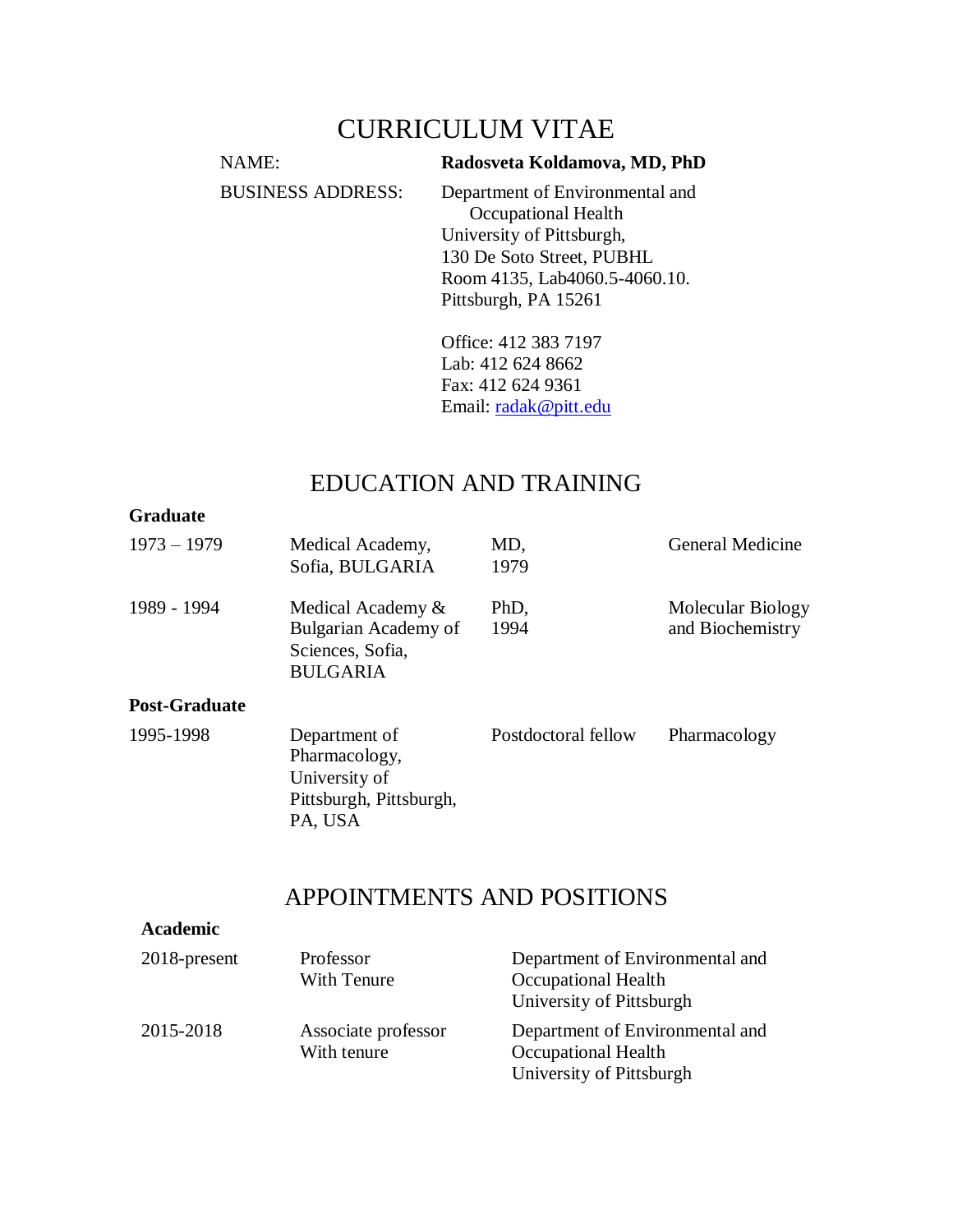# CURRICULUM VITAE

NAME: **Radosveta Koldamova, MD, PhD**

BUSINESS ADDRESS:
Department of Environmental and Occupational Health
University of Pittsburgh,
130 De Soto Street, PUBHL
Room 4135, Lab4060.5-4060.10.
Pittsburgh, PA 15261

Office: 412 383 7197
Lab: 412 624 8662
Fax: 412 624 9361
Email: radak@pitt.edu

## EDUCATION AND TRAINING

**Graduate**

| | | | |
|---|---|---|---|
| 1973 – 1979 | Medical Academy, Sofia, BULGARIA | MD, 1979 | General Medicine |
| 1989 - 1994 | Medical Academy & Bulgarian Academy of Sciences, Sofia, BULGARIA | PhD, 1994 | Molecular Biology and Biochemistry |

**Post-Graduate**

| | | | |
|---|---|---|---|
| 1995-1998 | Department of Pharmacology, University of Pittsburgh, Pittsburgh, PA, USA | Postdoctoral fellow | Pharmacology |

## APPOINTMENTS AND POSITIONS

**Academic**

| | | |
|---|---|---|
| 2018-present | Professor With Tenure | Department of Environmental and Occupational Health University of Pittsburgh |
| 2015-2018 | Associate professor With tenure | Department of Environmental and Occupational Health University of Pittsburgh |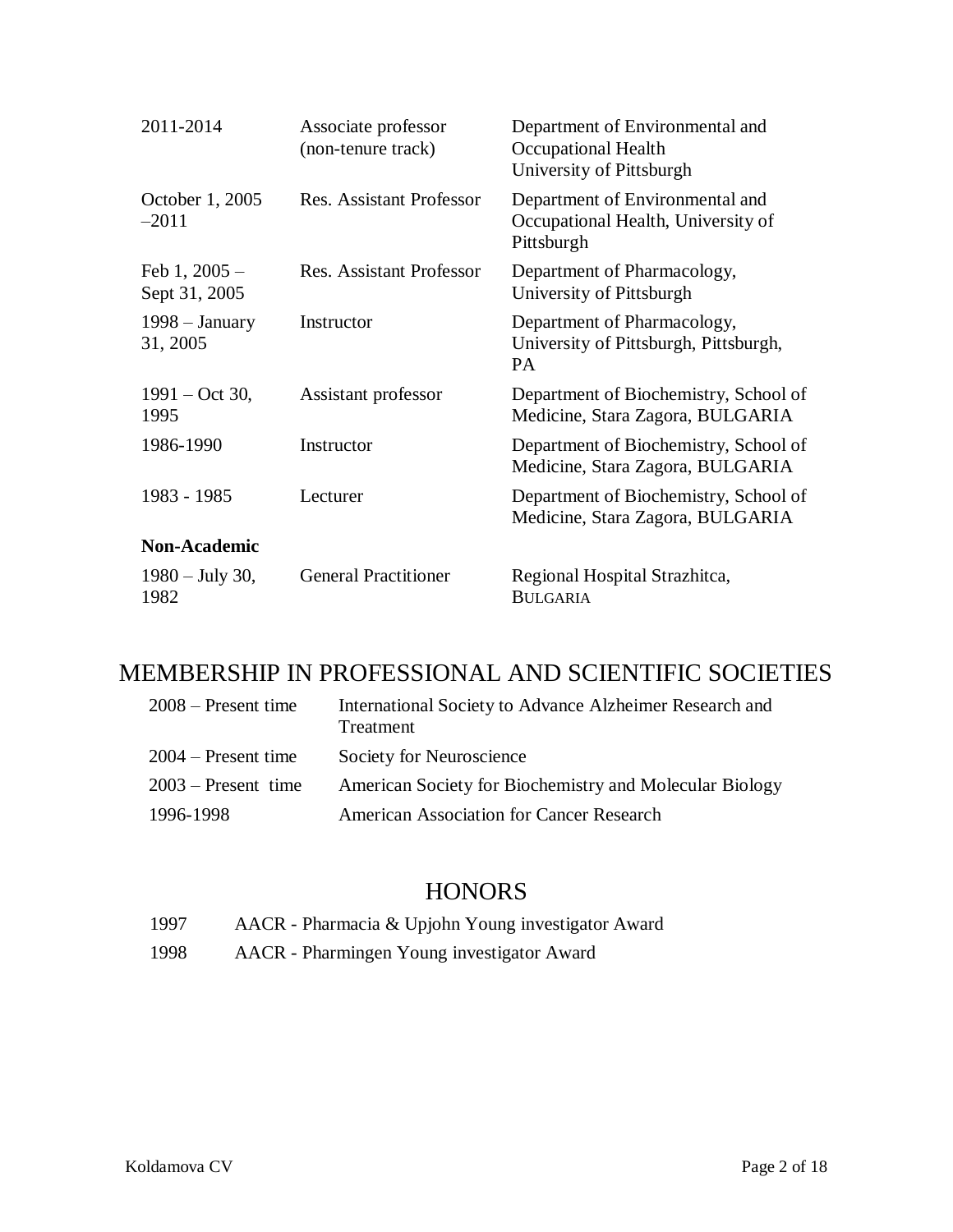| | | |
|---|---|---|
| 2011-2014 | Associate professor (non-tenure track) | Department of Environmental and Occupational Health University of Pittsburgh |
| October 1, 2005 –2011 | Res. Assistant Professor | Department of Environmental and Occupational Health, University of Pittsburgh |
| Feb 1, 2005 – Sept 31, 2005 | Res. Assistant Professor | Department of Pharmacology, University of Pittsburgh |
| 1998 – January 31, 2005 | Instructor | Department of Pharmacology, University of Pittsburgh, Pittsburgh, PA |
| 1991 – Oct 30, 1995 | Assistant professor | Department of Biochemistry, School of Medicine, Stara Zagora, BULGARIA |
| 1986-1990 | Instructor | Department of Biochemistry, School of Medicine, Stara Zagora, BULGARIA |
| 1983 - 1985 | Lecturer | Department of Biochemistry, School of Medicine, Stara Zagora, BULGARIA |
| **Non-Academic** | | |
| 1980 – July 30, 1982 | General Practitioner | Regional Hospital Strazhitca, BULGARIA |

## MEMBERSHIP IN PROFESSIONAL AND SCIENTIFIC SOCIETIES

| | |
|---|---|
| 2008 – Present time | International Society to Advance Alzheimer Research and Treatment |
| 2004 – Present time | Society for Neuroscience |
| 2003 – Present time | American Society for Biochemistry and Molecular Biology |
| 1996-1998 | American Association for Cancer Research |

## HONORS

| | |
|---|---|
| 1997 | AACR - Pharmacia & Upjohn Young investigator Award |
| 1998 | AACR - Pharmingen Young investigator Award |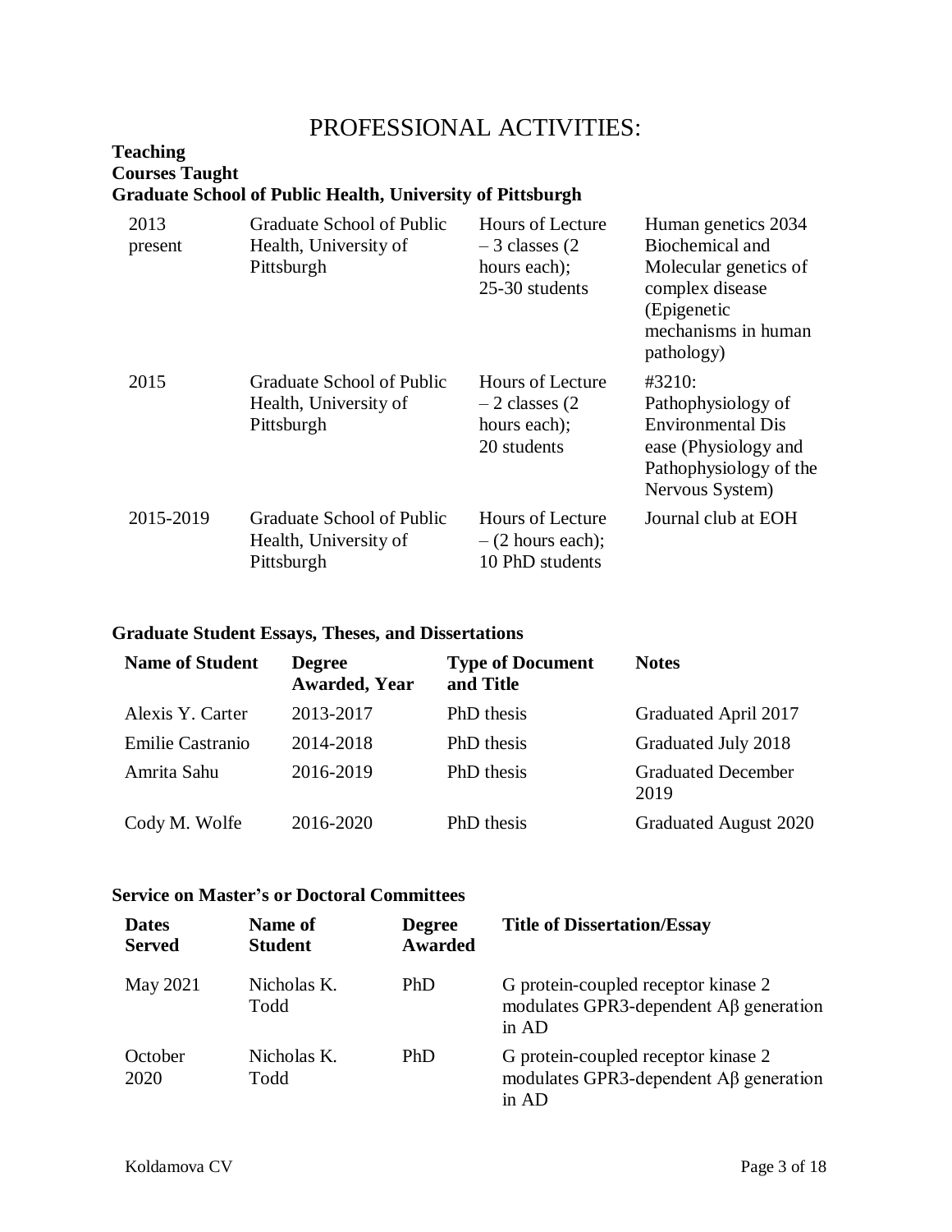# PROFESSIONAL ACTIVITIES:

**Teaching**

**Courses Taught**

**Graduate School of Public Health, University of Pittsburgh**

| | | | |
|---|---|---|---|
| 2013 present | Graduate School of Public Health, University of Pittsburgh | Hours of Lecture – 3 classes (2 hours each); 25-30 students | Human genetics 2034 Biochemical and Molecular genetics of complex disease (Epigenetic mechanisms in human pathology) |
| 2015 | Graduate School of Public Health, University of Pittsburgh | Hours of Lecture – 2 classes (2 hours each); 20 students | #3210: Pathophysiology of Environmental Dis ease (Physiology and Pathophysiology of the Nervous System) |
| 2015-2019 | Graduate School of Public Health, University of Pittsburgh | Hours of Lecture – (2 hours each); 10 PhD students | Journal club at EOH |

**Graduate Student Essays, Theses, and Dissertations**

| Name of Student | Degree Awarded, Year | Type of Document and Title | Notes |
|---|---|---|---|
| Alexis Y. Carter | 2013-2017 | PhD thesis | Graduated April 2017 |
| Emilie Castranio | 2014-2018 | PhD thesis | Graduated July 2018 |
| Amrita Sahu | 2016-2019 | PhD thesis | Graduated December 2019 |
| Cody M. Wolfe | 2016-2020 | PhD thesis | Graduated August 2020 |

**Service on Master's or Doctoral Committees**

| Dates Served | Name of Student | Degree Awarded | Title of Dissertation/Essay |
|---|---|---|---|
| May 2021 | Nicholas K. Todd | PhD | G protein-coupled receptor kinase 2 modulates GPR3-dependent Aβ generation in AD |
| October 2020 | Nicholas K. Todd | PhD | G protein-coupled receptor kinase 2 modulates GPR3-dependent Aβ generation in AD |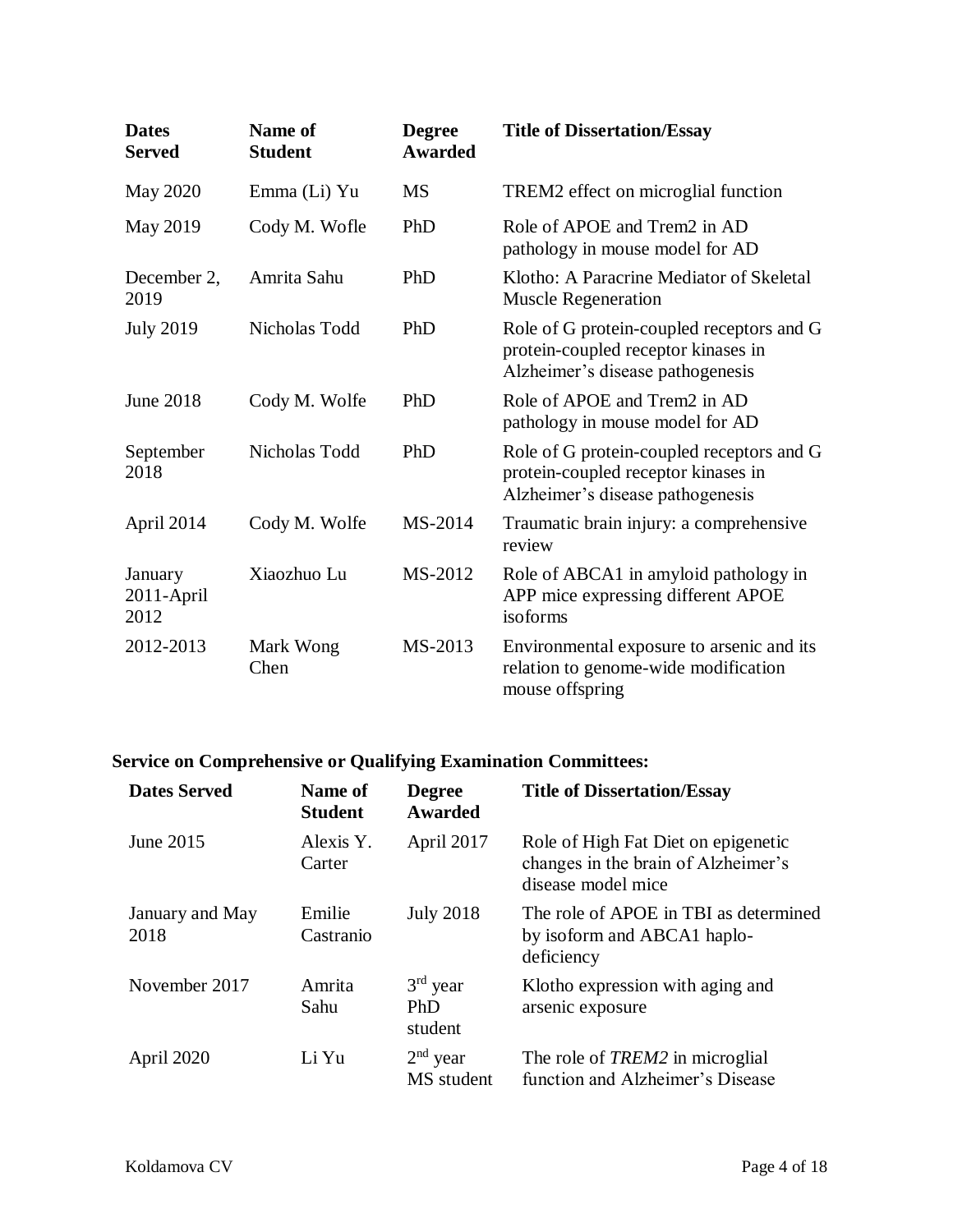| Dates Served | Name of Student | Degree Awarded | Title of Dissertation/Essay |
|---|---|---|---|
| May 2020 | Emma (Li) Yu | MS | TREM2 effect on microglial function |
| May 2019 | Cody M. Wofle | PhD | Role of APOE and Trem2 in AD pathology in mouse model for AD |
| December 2, 2019 | Amrita Sahu | PhD | Klotho: A Paracrine Mediator of Skeletal Muscle Regeneration |
| July 2019 | Nicholas Todd | PhD | Role of G protein-coupled receptors and G protein-coupled receptor kinases in Alzheimer's disease pathogenesis |
| June 2018 | Cody M. Wolfe | PhD | Role of APOE and Trem2 in AD pathology in mouse model for AD |
| September 2018 | Nicholas Todd | PhD | Role of G protein-coupled receptors and G protein-coupled receptor kinases in Alzheimer's disease pathogenesis |
| April 2014 | Cody M. Wolfe | MS-2014 | Traumatic brain injury: a comprehensive review |
| January 2011-April 2012 | Xiaozhuo Lu | MS-2012 | Role of ABCA1 in amyloid pathology in APP mice expressing different APOE isoforms |
| 2012-2013 | Mark Wong Chen | MS-2013 | Environmental exposure to arsenic and its relation to genome-wide modification mouse offspring |

**Service on Comprehensive or Qualifying Examination Committees:**

| Dates Served | Name of Student | Degree Awarded | Title of Dissertation/Essay |
|---|---|---|---|
| June 2015 | Alexis Y. Carter | April 2017 | Role of High Fat Diet on epigenetic changes in the brain of Alzheimer's disease model mice |
| January and May 2018 | Emilie Castranio | July 2018 | The role of APOE in TBI as determined by isoform and ABCA1 haplo-deficiency |
| November 2017 | Amrita Sahu | 3rd year PhD student | Klotho expression with aging and arsenic exposure |
| April 2020 | Li Yu | 2nd year MS student | The role of *TREM2* in microglial function and Alzheimer's Disease |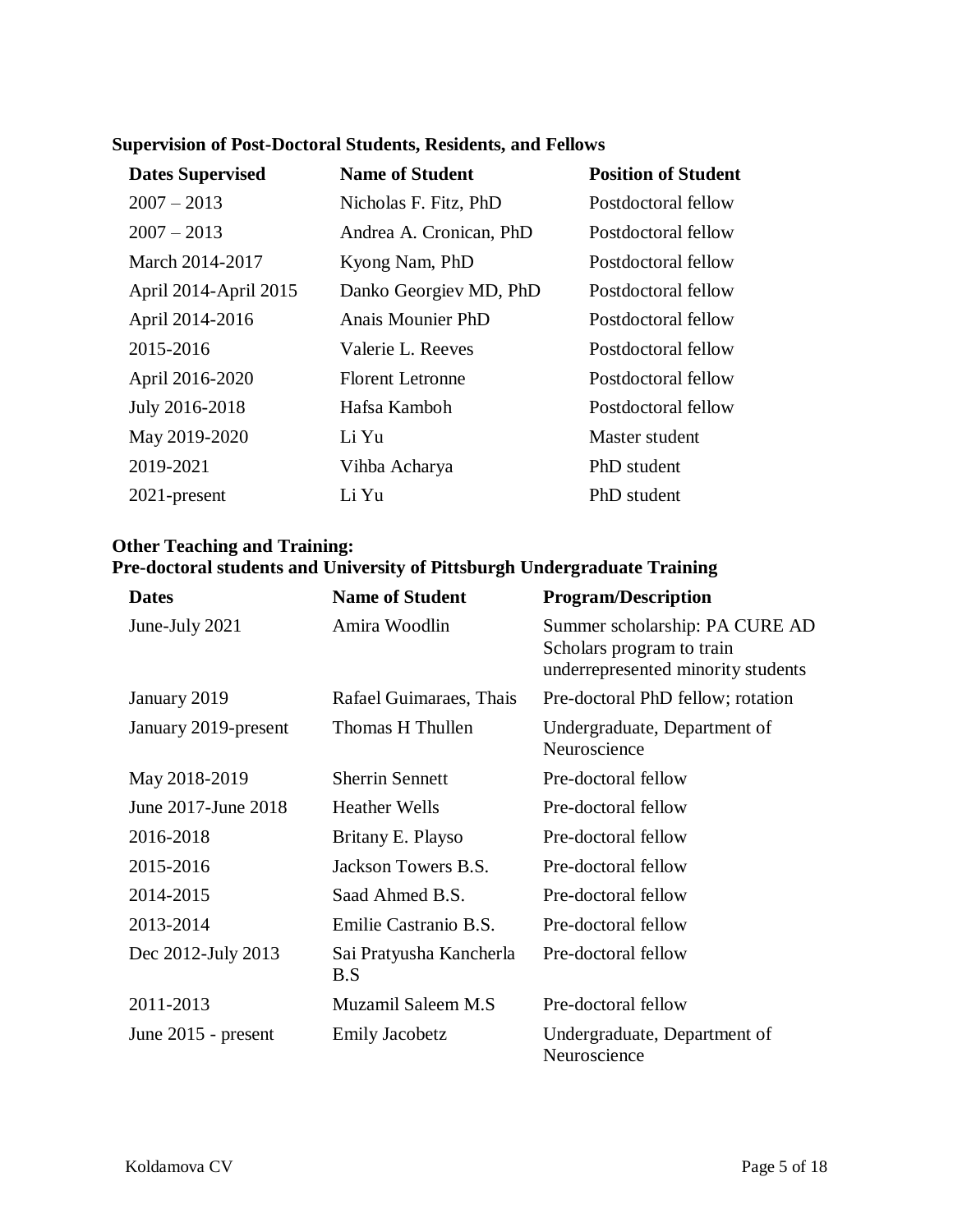**Supervision of Post-Doctoral Students, Residents, and Fellows**

| Dates Supervised | Name of Student | Position of Student |
| --- | --- | --- |
| 2007 – 2013 | Nicholas F. Fitz, PhD | Postdoctoral fellow |
| 2007 – 2013 | Andrea A. Cronican, PhD | Postdoctoral fellow |
| March 2014-2017 | Kyong Nam, PhD | Postdoctoral fellow |
| April 2014-April 2015 | Danko Georgiev MD, PhD | Postdoctoral fellow |
| April 2014-2016 | Anais Mounier PhD | Postdoctoral fellow |
| 2015-2016 | Valerie L. Reeves | Postdoctoral fellow |
| April 2016-2020 | Florent Letronne | Postdoctoral fellow |
| July 2016-2018 | Hafsa Kamboh | Postdoctoral fellow |
| May 2019-2020 | Li Yu | Master student |
| 2019-2021 | Vihba Acharya | PhD student |
| 2021-present | Li Yu | PhD student |

**Other Teaching and Training:**
**Pre-doctoral students and University of Pittsburgh Undergraduate Training**

| Dates | Name of Student | Program/Description |
| --- | --- | --- |
| June-July 2021 | Amira Woodlin | Summer scholarship: PA CURE AD Scholars program to train underrepresented minority students |
| January 2019 | Rafael Guimaraes, Thais | Pre-doctoral PhD fellow; rotation |
| January 2019-present | Thomas H Thullen | Undergraduate, Department of Neuroscience |
| May 2018-2019 | Sherrin Sennett | Pre-doctoral fellow |
| June 2017-June 2018 | Heather Wells | Pre-doctoral fellow |
| 2016-2018 | Britany E. Playso | Pre-doctoral fellow |
| 2015-2016 | Jackson Towers B.S. | Pre-doctoral fellow |
| 2014-2015 | Saad Ahmed B.S. | Pre-doctoral fellow |
| 2013-2014 | Emilie Castranio B.S. | Pre-doctoral fellow |
| Dec 2012-July 2013 | Sai Pratyusha Kancherla B.S | Pre-doctoral fellow |
| 2011-2013 | Muzamil Saleem M.S | Pre-doctoral fellow |
| June 2015 - present | Emily Jacobetz | Undergraduate, Department of Neuroscience |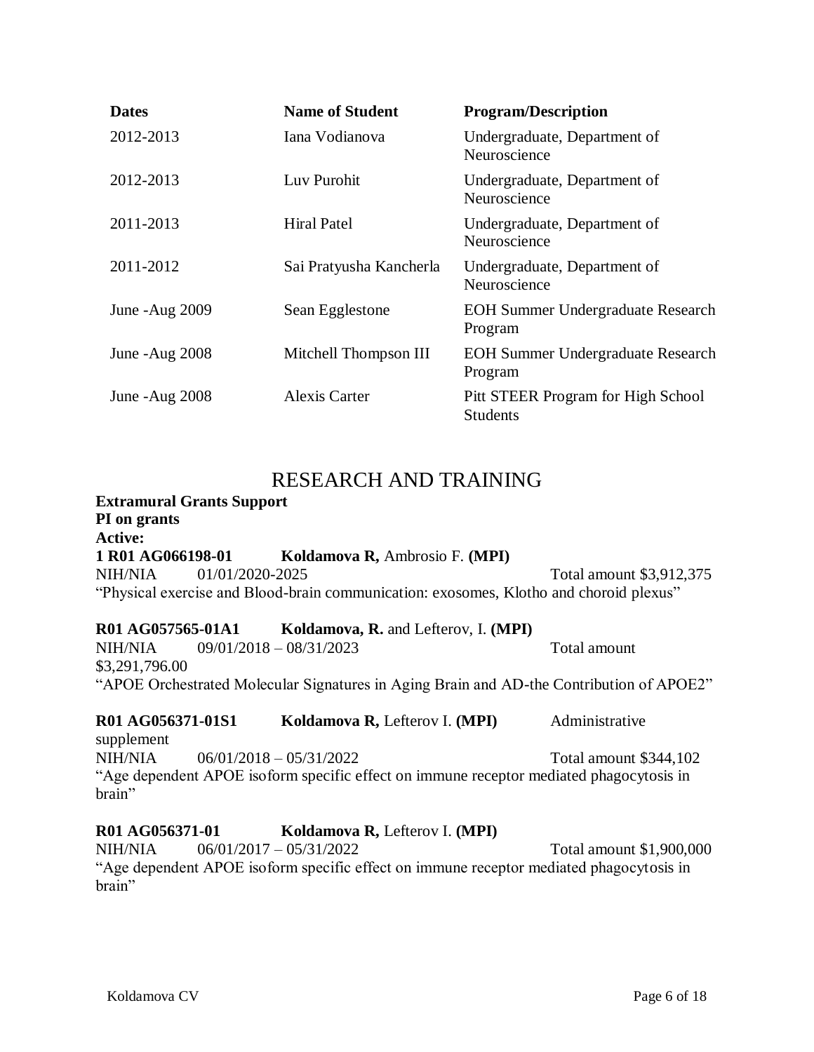| Dates | Name of Student | Program/Description |
| --- | --- | --- |
| 2012-2013 | Iana Vodianova | Undergraduate, Department of Neuroscience |
| 2012-2013 | Luv Purohit | Undergraduate, Department of Neuroscience |
| 2011-2013 | Hiral Patel | Undergraduate, Department of Neuroscience |
| 2011-2012 | Sai Pratyusha Kancherla | Undergraduate, Department of Neuroscience |
| June -Aug 2009 | Sean Egglestone | EOH Summer Undergraduate Research Program |
| June -Aug 2008 | Mitchell Thompson III | EOH Summer Undergraduate Research Program |
| June -Aug 2008 | Alexis Carter | Pitt STEER Program for High School Students |

# RESEARCH AND TRAINING

**Extramural Grants Support**
**PI on grants**
**Active:**

**1 R01 AG066198-01** **Koldamova R,** Ambrosio F. **(MPI)**
NIH/NIA 01/01/2020-2025 Total amount $3,912,375
"Physical exercise and Blood-brain communication: exosomes, Klotho and choroid plexus"

**R01 AG057565-01A1** **Koldamova, R.** and Lefterov, I. **(MPI)**
NIH/NIA 09/01/2018 – 08/31/2023 Total amount $3,291,796.00
"APOE Orchestrated Molecular Signatures in Aging Brain and AD-the Contribution of APOE2"

**R01 AG056371-01S1** **Koldamova R,** Lefterov I. **(MPI)** Administrative supplement
NIH/NIA 06/01/2018 – 05/31/2022 Total amount $344,102
"Age dependent APOE isoform specific effect on immune receptor mediated phagocytosis in brain"

**R01 AG056371-01** **Koldamova R,** Lefterov I. **(MPI)**
NIH/NIA 06/01/2017 – 05/31/2022 Total amount $1,900,000
"Age dependent APOE isoform specific effect on immune receptor mediated phagocytosis in brain"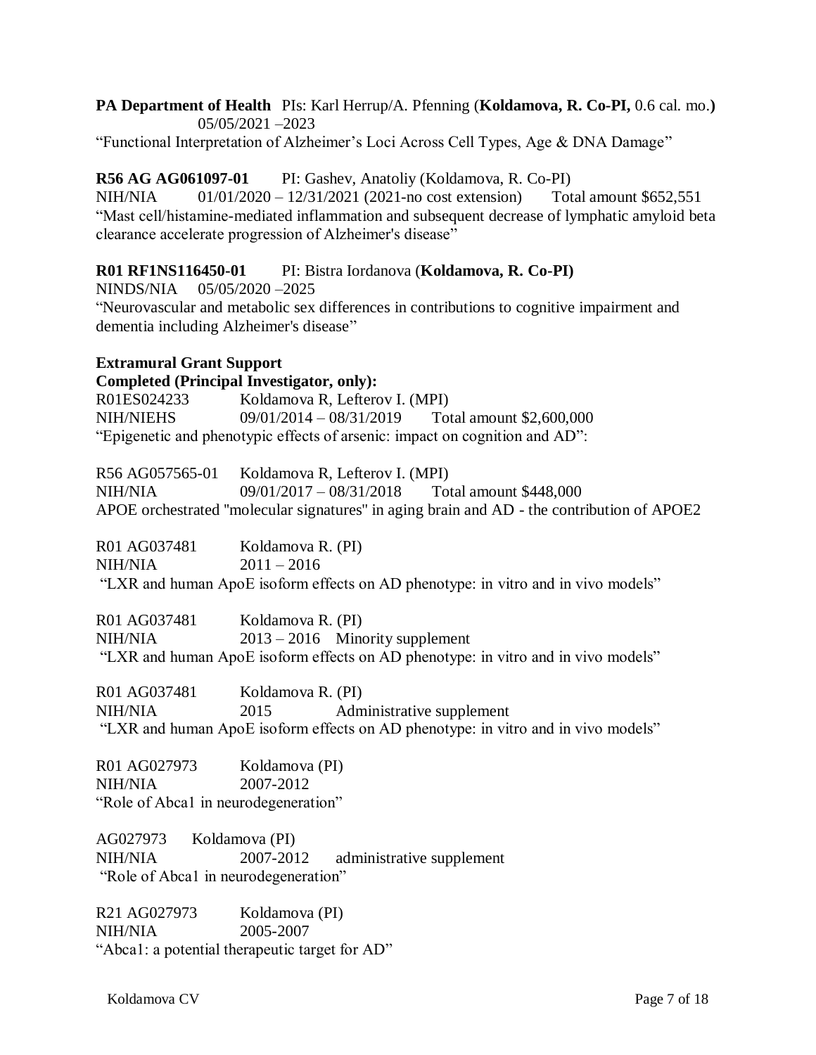**PA Department of Health** PIs: Karl Herrup/A. Pfenning (**Koldamova, R. Co-PI,** 0.6 cal. mo.**)**
05/05/2021 –2023
"Functional Interpretation of Alzheimer's Loci Across Cell Types, Age & DNA Damage"

**R56 AG AG061097-01** PI: Gashev, Anatoliy (Koldamova, R. Co-PI)
NIH/NIA 01/01/2020 – 12/31/2021 (2021-no cost extension) Total amount $652,551
"Mast cell/histamine-mediated inflammation and subsequent decrease of lymphatic amyloid beta clearance accelerate progression of Alzheimer's disease"

**R01 RF1NS116450-01** PI: Bistra Iordanova (**Koldamova, R. Co-PI)**
NINDS/NIA 05/05/2020 –2025
"Neurovascular and metabolic sex differences in contributions to cognitive impairment and dementia including Alzheimer's disease"

**Extramural Grant Support**
**Completed (Principal Investigator, only):**

R01ES024233 Koldamova R, Lefterov I. (MPI)
NIH/NIEHS 09/01/2014 – 08/31/2019 Total amount $2,600,000
"Epigenetic and phenotypic effects of arsenic: impact on cognition and AD":

R56 AG057565-01 Koldamova R, Lefterov I. (MPI)
NIH/NIA 09/01/2017 – 08/31/2018 Total amount $448,000
APOE orchestrated "molecular signatures" in aging brain and AD - the contribution of APOE2

R01 AG037481 Koldamova R. (PI)
NIH/NIA 2011 – 2016
"LXR and human ApoE isoform effects on AD phenotype: in vitro and in vivo models"

R01 AG037481 Koldamova R. (PI)
NIH/NIA 2013 – 2016 Minority supplement
"LXR and human ApoE isoform effects on AD phenotype: in vitro and in vivo models"

R01 AG037481 Koldamova R. (PI)
NIH/NIA 2015 Administrative supplement
"LXR and human ApoE isoform effects on AD phenotype: in vitro and in vivo models"

R01 AG027973 Koldamova (PI)
NIH/NIA 2007-2012
"Role of Abca1 in neurodegeneration"

AG027973 Koldamova (PI)
NIH/NIA 2007-2012 administrative supplement
"Role of Abca1 in neurodegeneration"

R21 AG027973 Koldamova (PI)
NIH/NIA 2005-2007
"Abca1: a potential therapeutic target for AD"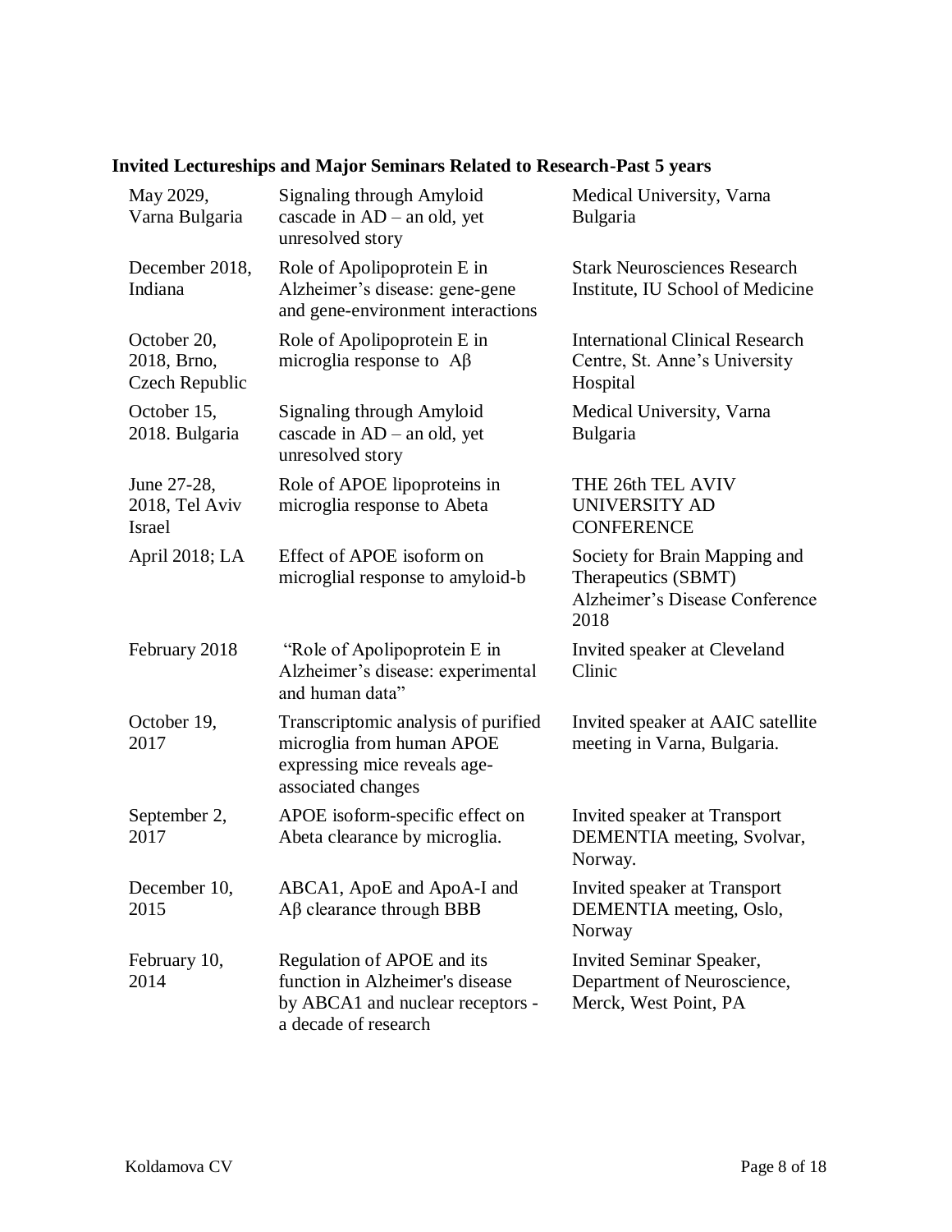**Invited Lectureships and Major Seminars Related to Research-Past 5 years**

| | | |
|---|---|---|
| May 2029, Varna Bulgaria | Signaling through Amyloid cascade in AD – an old, yet unresolved story | Medical University, Varna Bulgaria |
| December 2018, Indiana | Role of Apolipoprotein E in Alzheimer's disease: gene-gene and gene-environment interactions | Stark Neurosciences Research Institute, IU School of Medicine |
| October 20, 2018, Brno, Czech Republic | Role of Apolipoprotein E in microglia response to Aβ | International Clinical Research Centre, St. Anne's University Hospital |
| October 15, 2018. Bulgaria | Signaling through Amyloid cascade in AD – an old, yet unresolved story | Medical University, Varna Bulgaria |
| June 27-28, 2018, Tel Aviv Israel | Role of APOE lipoproteins in microglia response to Abeta | THE 26th TEL AVIV UNIVERSITY AD CONFERENCE |
| April 2018; LA | Effect of APOE isoform on microglial response to amyloid-b | Society for Brain Mapping and Therapeutics (SBMT) Alzheimer's Disease Conference 2018 |
| February 2018 | "Role of Apolipoprotein E in Alzheimer's disease: experimental and human data" | Invited speaker at Cleveland Clinic |
| October 19, 2017 | Transcriptomic analysis of purified microglia from human APOE expressing mice reveals age-associated changes | Invited speaker at AAIC satellite meeting in Varna, Bulgaria. |
| September 2, 2017 | APOE isoform-specific effect on Abeta clearance by microglia. | Invited speaker at Transport DEMENTIA meeting, Svolvar, Norway. |
| December 10, 2015 | ABCA1, ApoE and ApoA-I and Aβ clearance through BBB | Invited speaker at Transport DEMENTIA meeting, Oslo, Norway |
| February 10, 2014 | Regulation of APOE and its function in Alzheimer's disease by ABCA1 and nuclear receptors - a decade of research | Invited Seminar Speaker, Department of Neuroscience, Merck, West Point, PA |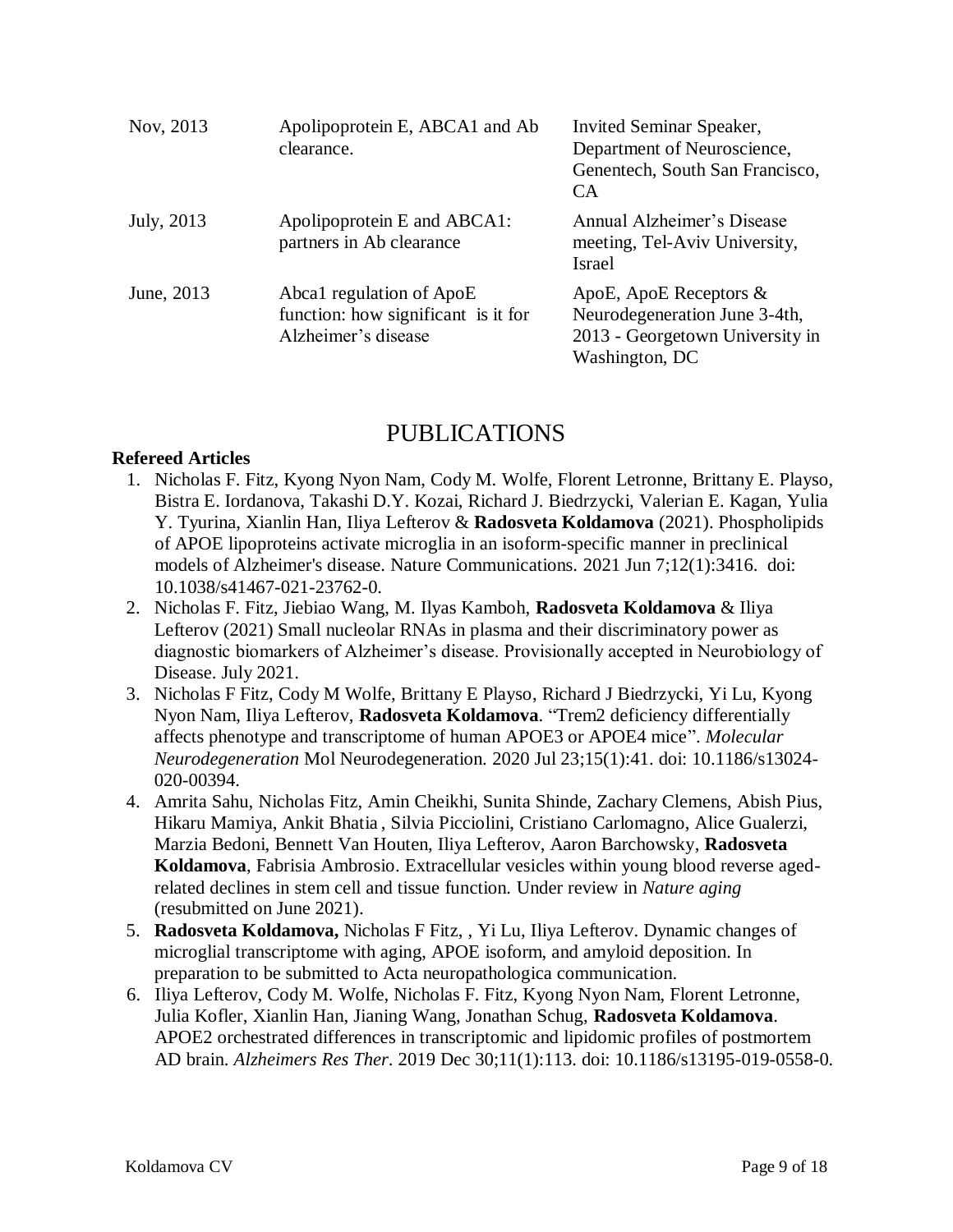| | | |
|---|---|---|
| Nov, 2013 | Apolipoprotein E, ABCA1 and Ab clearance. | Invited Seminar Speaker, Department of Neuroscience, Genentech, South San Francisco, CA |
| July, 2013 | Apolipoprotein E and ABCA1: partners in Ab clearance | Annual Alzheimer's Disease meeting, Tel-Aviv University, Israel |
| June, 2013 | Abca1 regulation of ApoE function: how significant is it for Alzheimer's disease | ApoE, ApoE Receptors & Neurodegeneration June 3-4th, 2013 - Georgetown University in Washington, DC |

# PUBLICATIONS

**Refereed Articles**

1. Nicholas F. Fitz, Kyong Nyon Nam, Cody M. Wolfe, Florent Letronne, Brittany E. Playso, Bistra E. Iordanova, Takashi D.Y. Kozai, Richard J. Biedrzycki, Valerian E. Kagan, Yulia Y. Tyurina, Xianlin Han, Iliya Lefterov & **Radosveta Koldamova** (2021). Phospholipids of APOE lipoproteins activate microglia in an isoform-specific manner in preclinical models of Alzheimer's disease. Nature Communications. 2021 Jun 7;12(1):3416. doi: 10.1038/s41467-021-23762-0.
2. Nicholas F. Fitz, Jiebiao Wang, M. Ilyas Kamboh, **Radosveta Koldamova** & Iliya Lefterov (2021) Small nucleolar RNAs in plasma and their discriminatory power as diagnostic biomarkers of Alzheimer's disease. Provisionally accepted in Neurobiology of Disease. July 2021.
3. Nicholas F Fitz, Cody M Wolfe, Brittany E Playso, Richard J Biedrzycki, Yi Lu, Kyong Nyon Nam, Iliya Lefterov, **Radosveta Koldamova**. "Trem2 deficiency differentially affects phenotype and transcriptome of human APOE3 or APOE4 mice". *Molecular Neurodegeneration* Mol Neurodegeneration. 2020 Jul 23;15(1):41. doi: 10.1186/s13024-020-00394.
4. Amrita Sahu, Nicholas Fitz, Amin Cheikhi, Sunita Shinde, Zachary Clemens, Abish Pius, Hikaru Mamiya, Ankit Bhatia , Silvia Picciolini, Cristiano Carlomagno, Alice Gualerzi, Marzia Bedoni, Bennett Van Houten, Iliya Lefterov, Aaron Barchowsky, **Radosveta Koldamova**, Fabrisia Ambrosio. Extracellular vesicles within young blood reverse aged-related declines in stem cell and tissue function. Under review in *Nature aging* (resubmitted on June 2021).
5. **Radosveta Koldamova,** Nicholas F Fitz, , Yi Lu, Iliya Lefterov. Dynamic changes of microglial transcriptome with aging, APOE isoform, and amyloid deposition. In preparation to be submitted to Acta neuropathologica communication.
6. Iliya Lefterov, Cody M. Wolfe, Nicholas F. Fitz, Kyong Nyon Nam, Florent Letronne, Julia Kofler, Xianlin Han, Jianing Wang, Jonathan Schug, **Radosveta Koldamova**. APOE2 orchestrated differences in transcriptomic and lipidomic profiles of postmortem AD brain. *Alzheimers Res Ther*. 2019 Dec 30;11(1):113. doi: 10.1186/s13195-019-0558-0.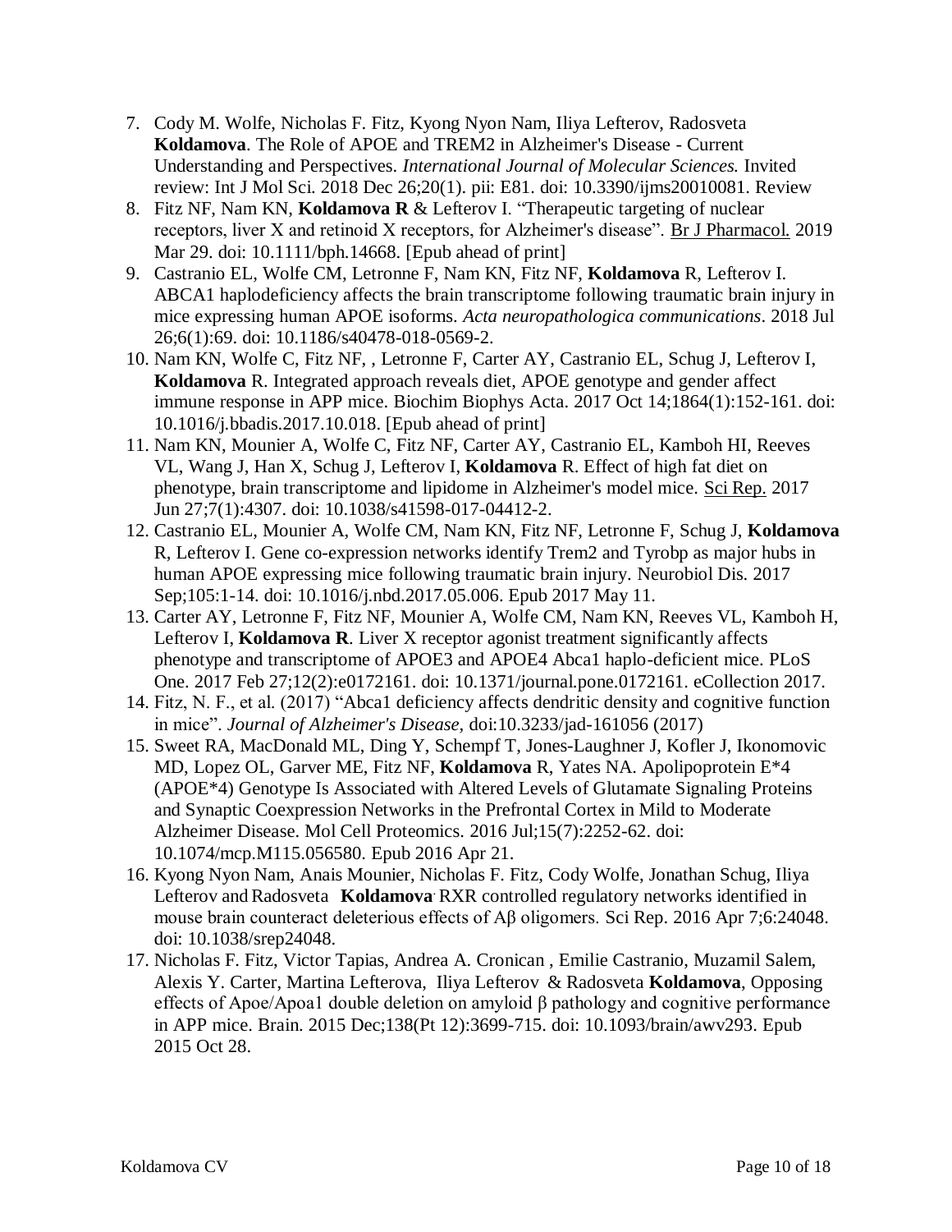7. Cody M. Wolfe, Nicholas F. Fitz, Kyong Nyon Nam, Iliya Lefterov, Radosveta **Koldamova**. The Role of APOE and TREM2 in Alzheimer's Disease - Current Understanding and Perspectives. *International Journal of Molecular Sciences.* Invited review: Int J Mol Sci. 2018 Dec 26;20(1). pii: E81. doi: 10.3390/ijms20010081. Review
8. Fitz NF, Nam KN, **Koldamova R** & Lefterov I. "Therapeutic targeting of nuclear receptors, liver X and retinoid X receptors, for Alzheimer's disease". Br J Pharmacol. 2019 Mar 29. doi: 10.1111/bph.14668. [Epub ahead of print]
9. Castranio EL, Wolfe CM, Letronne F, Nam KN, Fitz NF, **Koldamova** R, Lefterov I. ABCA1 haplodeficiency affects the brain transcriptome following traumatic brain injury in mice expressing human APOE isoforms. *Acta neuropathologica communications*. 2018 Jul 26;6(1):69. doi: 10.1186/s40478-018-0569-2.
10. Nam KN, Wolfe C, Fitz NF, , Letronne F, Carter AY, Castranio EL, Schug J, Lefterov I, **Koldamova** R. Integrated approach reveals diet, APOE genotype and gender affect immune response in APP mice. Biochim Biophys Acta. 2017 Oct 14;1864(1):152-161. doi: 10.1016/j.bbadis.2017.10.018. [Epub ahead of print]
11. Nam KN, Mounier A, Wolfe C, Fitz NF, Carter AY, Castranio EL, Kamboh HI, Reeves VL, Wang J, Han X, Schug J, Lefterov I, **Koldamova** R. Effect of high fat diet on phenotype, brain transcriptome and lipidome in Alzheimer's model mice. Sci Rep. 2017 Jun 27;7(1):4307. doi: 10.1038/s41598-017-04412-2.
12. Castranio EL, Mounier A, Wolfe CM, Nam KN, Fitz NF, Letronne F, Schug J, **Koldamova** R, Lefterov I. Gene co-expression networks identify Trem2 and Tyrobp as major hubs in human APOE expressing mice following traumatic brain injury. Neurobiol Dis. 2017 Sep;105:1-14. doi: 10.1016/j.nbd.2017.05.006. Epub 2017 May 11.
13. Carter AY, Letronne F, Fitz NF, Mounier A, Wolfe CM, Nam KN, Reeves VL, Kamboh H, Lefterov I, **Koldamova R**. Liver X receptor agonist treatment significantly affects phenotype and transcriptome of APOE3 and APOE4 Abca1 haplo-deficient mice. PLoS One. 2017 Feb 27;12(2):e0172161. doi: 10.1371/journal.pone.0172161. eCollection 2017.
14. Fitz, N. F., et al. (2017) "Abca1 deficiency affects dendritic density and cognitive function in mice". *Journal of Alzheimer's Disease*, doi:10.3233/jad-161056 (2017)
15. Sweet RA, MacDonald ML, Ding Y, Schempf T, Jones-Laughner J, Kofler J, Ikonomovic MD, Lopez OL, Garver ME, Fitz NF, **Koldamova** R, Yates NA. Apolipoprotein E*4 (APOE*4) Genotype Is Associated with Altered Levels of Glutamate Signaling Proteins and Synaptic Coexpression Networks in the Prefrontal Cortex in Mild to Moderate Alzheimer Disease. Mol Cell Proteomics. 2016 Jul;15(7):2252-62. doi: 10.1074/mcp.M115.056580. Epub 2016 Apr 21.
16. Kyong Nyon Nam, Anais Mounier, Nicholas F. Fitz, Cody Wolfe, Jonathan Schug, Iliya Lefterov and Radosveta **Koldamova**. RXR controlled regulatory networks identified in mouse brain counteract deleterious effects of Aβ oligomers. Sci Rep. 2016 Apr 7;6:24048. doi: 10.1038/srep24048.
17. Nicholas F. Fitz, Victor Tapias, Andrea A. Cronican , Emilie Castranio, Muzamil Salem, Alexis Y. Carter, Martina Lefterova, Iliya Lefterov & Radosveta **Koldamova**, Opposing effects of Apoe/Apoa1 double deletion on amyloid β pathology and cognitive performance in APP mice. Brain. 2015 Dec;138(Pt 12):3699-715. doi: 10.1093/brain/awv293. Epub 2015 Oct 28.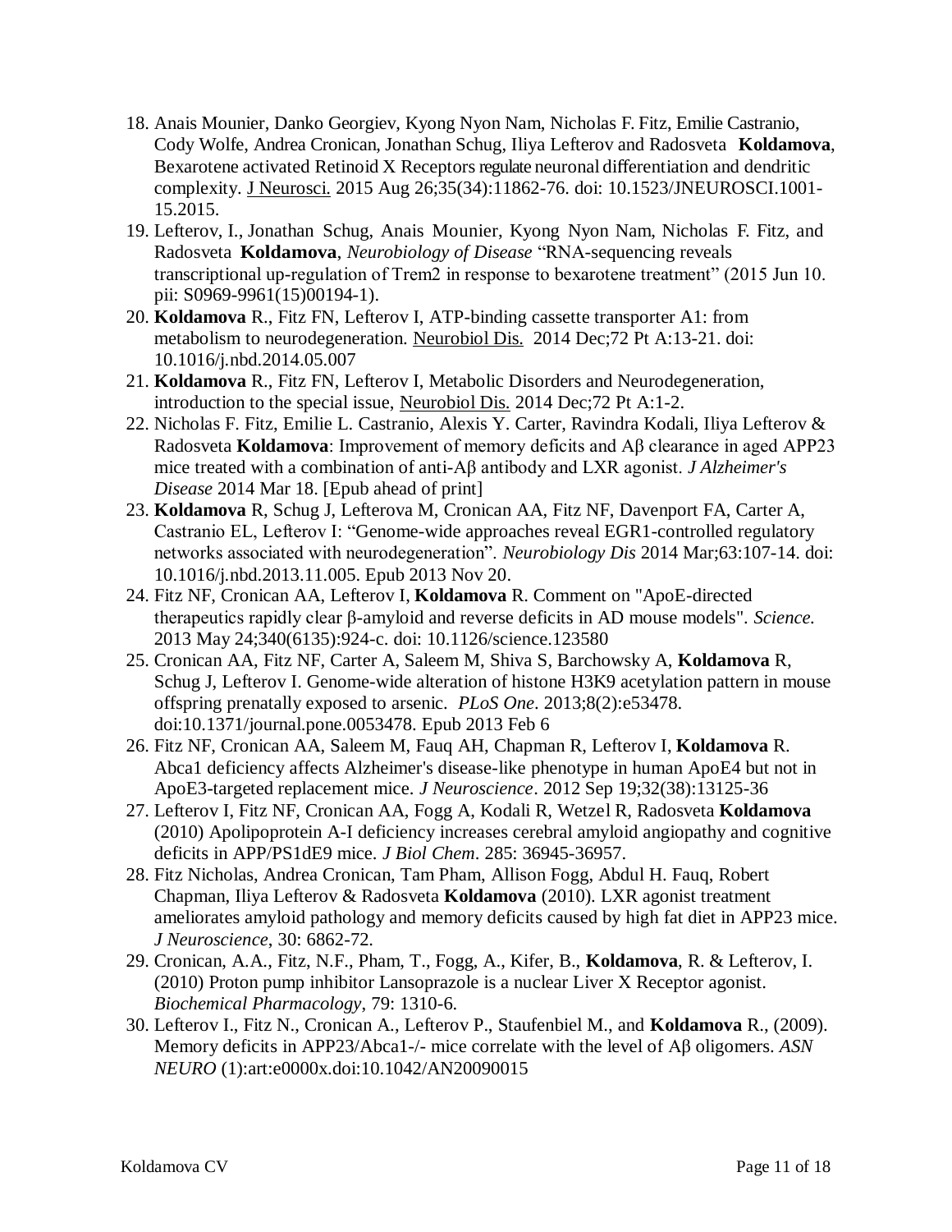18. Anais Mounier, Danko Georgiev, Kyong Nyon Nam, Nicholas F. Fitz, Emilie Castranio, Cody Wolfe, Andrea Cronican, Jonathan Schug, Iliya Lefterov and Radosveta **Koldamova**, Bexarotene activated Retinoid X Receptors regulate neuronal differentiation and dendritic complexity. J Neurosci. 2015 Aug 26;35(34):11862-76. doi: 10.1523/JNEUROSCI.1001-15.2015.
19. Lefterov, I., Jonathan Schug, Anais Mounier, Kyong Nyon Nam, Nicholas F. Fitz, and Radosveta **Koldamova**, *Neurobiology of Disease* "RNA-sequencing reveals transcriptional up-regulation of Trem2 in response to bexarotene treatment" (2015 Jun 10. pii: S0969-9961(15)00194-1).
20. **Koldamova** R., Fitz FN, Lefterov I, ATP-binding cassette transporter A1: from metabolism to neurodegeneration. Neurobiol Dis. 2014 Dec;72 Pt A:13-21. doi: 10.1016/j.nbd.2014.05.007
21. **Koldamova** R., Fitz FN, Lefterov I, Metabolic Disorders and Neurodegeneration, introduction to the special issue, Neurobiol Dis. 2014 Dec;72 Pt A:1-2.
22. Nicholas F. Fitz, Emilie L. Castranio, Alexis Y. Carter, Ravindra Kodali, Iliya Lefterov & Radosveta **Koldamova**: Improvement of memory deficits and Aβ clearance in aged APP23 mice treated with a combination of anti-Aβ antibody and LXR agonist. *J Alzheimer's Disease* 2014 Mar 18. [Epub ahead of print]
23. **Koldamova** R, Schug J, Lefterova M, Cronican AA, Fitz NF, Davenport FA, Carter A, Castranio EL, Lefterov I: "Genome-wide approaches reveal EGR1-controlled regulatory networks associated with neurodegeneration". *Neurobiology Dis* 2014 Mar;63:107-14. doi: 10.1016/j.nbd.2013.11.005. Epub 2013 Nov 20.
24. Fitz NF, Cronican AA, Lefterov I, **Koldamova** R. Comment on "ApoE-directed therapeutics rapidly clear β-amyloid and reverse deficits in AD mouse models". *Science.* 2013 May 24;340(6135):924-c. doi: 10.1126/science.123580
25. Cronican AA, Fitz NF, Carter A, Saleem M, Shiva S, Barchowsky A, **Koldamova** R, Schug J, Lefterov I. Genome-wide alteration of histone H3K9 acetylation pattern in mouse offspring prenatally exposed to arsenic. *PLoS One*. 2013;8(2):e53478. doi:10.1371/journal.pone.0053478. Epub 2013 Feb 6
26. Fitz NF, Cronican AA, Saleem M, Fauq AH, Chapman R, Lefterov I, **Koldamova** R. Abca1 deficiency affects Alzheimer's disease-like phenotype in human ApoE4 but not in ApoE3-targeted replacement mice. *J Neuroscience*. 2012 Sep 19;32(38):13125-36
27. Lefterov I, Fitz NF, Cronican AA, Fogg A, Kodali R, Wetzel R, Radosveta **Koldamova** (2010) Apolipoprotein A-I deficiency increases cerebral amyloid angiopathy and cognitive deficits in APP/PS1dE9 mice. *J Biol Chem*. 285: 36945-36957.
28. Fitz Nicholas, Andrea Cronican, Tam Pham, Allison Fogg, Abdul H. Fauq, Robert Chapman, Iliya Lefterov & Radosveta **Koldamova** (2010). LXR agonist treatment ameliorates amyloid pathology and memory deficits caused by high fat diet in APP23 mice. *J Neuroscience*, 30: 6862-72.
29. Cronican, A.A., Fitz, N.F., Pham, T., Fogg, A., Kifer, B., **Koldamova**, R. & Lefterov, I. (2010) Proton pump inhibitor Lansoprazole is a nuclear Liver X Receptor agonist. *Biochemical Pharmacology*, 79: 1310-6.
30. Lefterov I., Fitz N., Cronican A., Lefterov P., Staufenbiel M., and **Koldamova** R., (2009). Memory deficits in APP23/Abca1-/- mice correlate with the level of Aβ oligomers. *ASN NEURO* (1):art:e0000x.doi:10.1042/AN20090015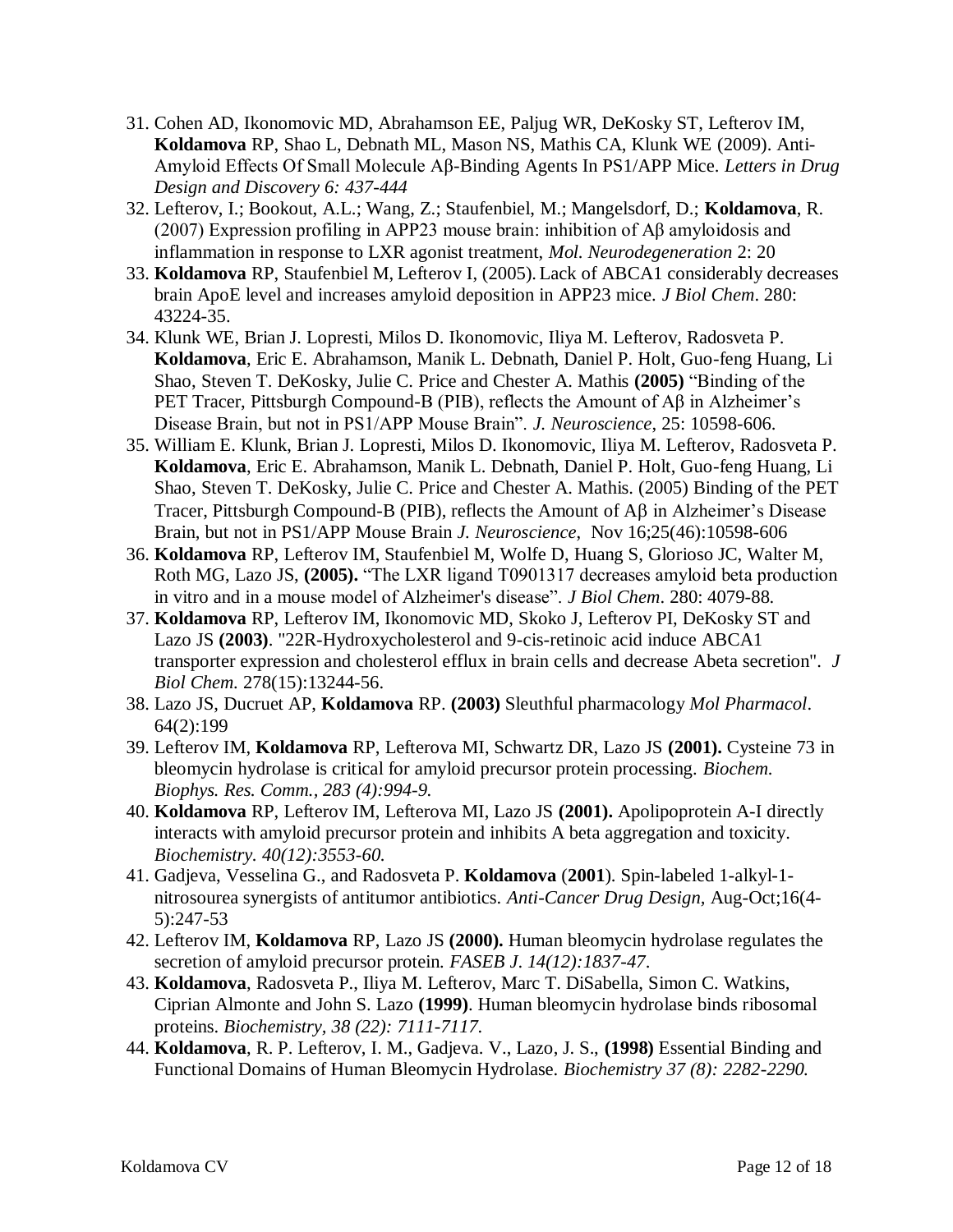31. Cohen AD, Ikonomovic MD, Abrahamson EE, Paljug WR, DeKosky ST, Lefterov IM, **Koldamova** RP, Shao L, Debnath ML, Mason NS, Mathis CA, Klunk WE (2009). Anti-Amyloid Effects Of Small Molecule Aβ-Binding Agents In PS1/APP Mice. *Letters in Drug Design and Discovery 6: 437-444*
32. Lefterov, I.; Bookout, A.L.; Wang, Z.; Staufenbiel, M.; Mangelsdorf, D.; **Koldamova**, R. (2007) Expression profiling in APP23 mouse brain: inhibition of Aβ amyloidosis and inflammation in response to LXR agonist treatment, *Mol. Neurodegeneration* 2: 20
33. **Koldamova** RP, Staufenbiel M, Lefterov I, (2005). Lack of ABCA1 considerably decreases brain ApoE level and increases amyloid deposition in APP23 mice. *J Biol Chem*. 280: 43224-35.
34. Klunk WE, Brian J. Lopresti, Milos D. Ikonomovic, Iliya M. Lefterov, Radosveta P. **Koldamova**, Eric E. Abrahamson, Manik L. Debnath, Daniel P. Holt, Guo-feng Huang, Li Shao, Steven T. DeKosky, Julie C. Price and Chester A. Mathis **(2005)** "Binding of the PET Tracer, Pittsburgh Compound-B (PIB), reflects the Amount of Aβ in Alzheimer's Disease Brain, but not in PS1/APP Mouse Brain". *J. Neuroscience*, 25: 10598-606.
35. William E. Klunk, Brian J. Lopresti, Milos D. Ikonomovic, Iliya M. Lefterov, Radosveta P. **Koldamova**, Eric E. Abrahamson, Manik L. Debnath, Daniel P. Holt, Guo-feng Huang, Li Shao, Steven T. DeKosky, Julie C. Price and Chester A. Mathis. (2005) Binding of the PET Tracer, Pittsburgh Compound-B (PIB), reflects the Amount of Aβ in Alzheimer's Disease Brain, but not in PS1/APP Mouse Brain *J. Neuroscience*, Nov 16;25(46):10598-606
36. **Koldamova** RP, Lefterov IM, Staufenbiel M, Wolfe D, Huang S, Glorioso JC, Walter M, Roth MG, Lazo JS, **(2005).** "The LXR ligand T0901317 decreases amyloid beta production in vitro and in a mouse model of Alzheimer's disease". *J Biol Chem*. 280: 4079-88.
37. **Koldamova** RP, Lefterov IM, Ikonomovic MD, Skoko J, Lefterov PI, DeKosky ST and Lazo JS **(2003)**. "22R-Hydroxycholesterol and 9-cis-retinoic acid induce ABCA1 transporter expression and cholesterol efflux in brain cells and decrease Abeta secretion". *J Biol Chem.* 278(15):13244-56.
38. Lazo JS, Ducruet AP, **Koldamova** RP. **(2003)** Sleuthful pharmacology *Mol Pharmacol*. 64(2):199
39. Lefterov IM, **Koldamova** RP, Lefterova MI, Schwartz DR, Lazo JS **(2001).** Cysteine 73 in bleomycin hydrolase is critical for amyloid precursor protein processing. *Biochem. Biophys. Res. Comm., 283 (4):994-9.*
40. **Koldamova** RP, Lefterov IM, Lefterova MI, Lazo JS **(2001).** Apolipoprotein A-I directly interacts with amyloid precursor protein and inhibits A beta aggregation and toxicity. *Biochemistry. 40(12):3553-60.*
41. Gadjeva, Vesselina G., and Radosveta P. **Koldamova** (**2001**). Spin-labeled 1-alkyl-1-nitrosourea synergists of antitumor antibiotics. *Anti-Cancer Drug Design,* Aug-Oct;16(4-5):247-53
42. Lefterov IM, **Koldamova** RP, Lazo JS **(2000).** Human bleomycin hydrolase regulates the secretion of amyloid precursor protein. *FASEB J. 14(12):1837-47.*
43. **Koldamova**, Radosveta P., Iliya M. Lefterov, Marc T. DiSabella, Simon C. Watkins, Ciprian Almonte and John S. Lazo **(1999)**. Human bleomycin hydrolase binds ribosomal proteins. *Biochemistry, 38 (22): 7111-7117.*
44. **Koldamova**, R. P. Lefterov, I. M., Gadjeva. V., Lazo, J. S., **(1998)** Essential Binding and Functional Domains of Human Bleomycin Hydrolase. *Biochemistry 37 (8): 2282-2290.*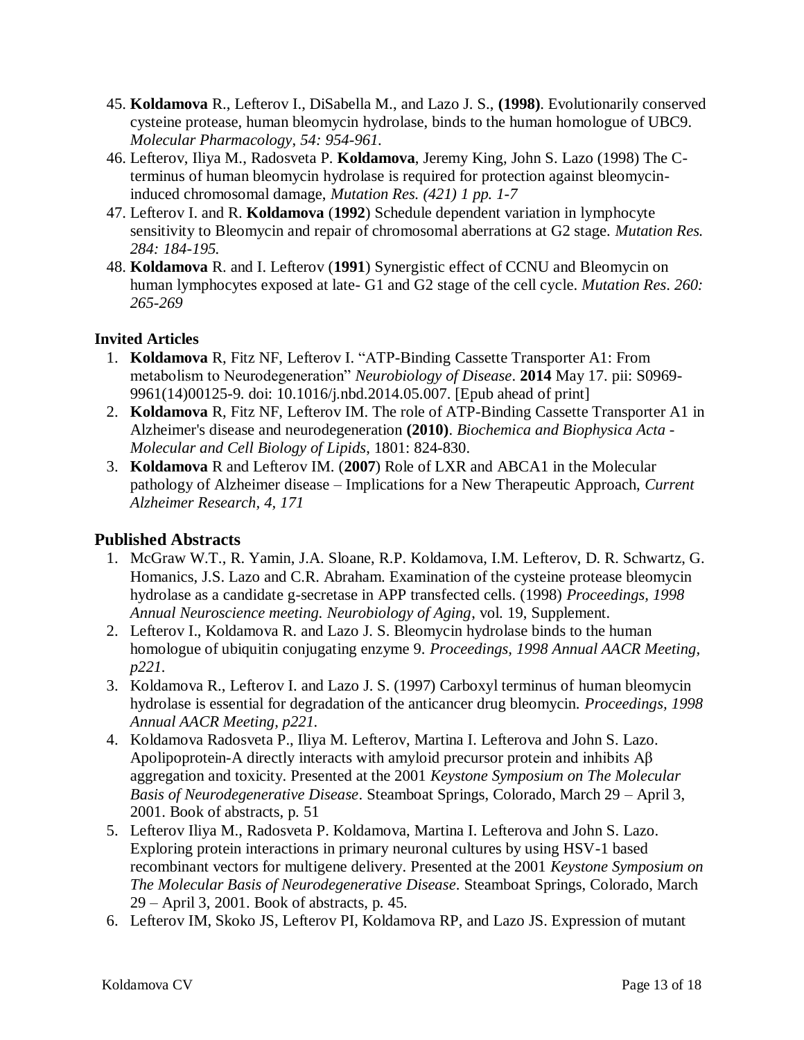45. **Koldamova** R., Lefterov I., DiSabella M., and Lazo J. S., **(1998)**. Evolutionarily conserved cysteine protease, human bleomycin hydrolase, binds to the human homologue of UBC9. *Molecular Pharmacology, 54: 954-961.*
46. Lefterov, Iliya M., Radosveta P. **Koldamova**, Jeremy King, John S. Lazo (1998) The C-terminus of human bleomycin hydrolase is required for protection against bleomycin-induced chromosomal damage, *Mutation Res. (421) 1 pp. 1-7*
47. Lefterov I. and R. **Koldamova** (**1992**) Schedule dependent variation in lymphocyte sensitivity to Bleomycin and repair of chromosomal aberrations at G2 stage. *Mutation Res. 284: 184-195.*
48. **Koldamova** R. and I. Lefterov (**1991**) Synergistic effect of CCNU and Bleomycin on human lymphocytes exposed at late- G1 and G2 stage of the cell cycle. *Mutation Res. 260: 265-269*

### Invited Articles

1. **Koldamova** R, Fitz NF, Lefterov I. "ATP-Binding Cassette Transporter A1: From metabolism to Neurodegeneration" *Neurobiology of Disease*. **2014** May 17. pii: S0969-9961(14)00125-9. doi: 10.1016/j.nbd.2014.05.007. [Epub ahead of print]
2. **Koldamova** R, Fitz NF, Lefterov IM. The role of ATP-Binding Cassette Transporter A1 in Alzheimer's disease and neurodegeneration **(2010)**. *Biochemica and Biophysica Acta - Molecular and Cell Biology of Lipids*, 1801: 824-830.
3. **Koldamova** R and Lefterov IM. (**2007**) Role of LXR and ABCA1 in the Molecular pathology of Alzheimer disease – Implications for a New Therapeutic Approach, *Current Alzheimer Research, 4, 171*

## Published Abstracts

1. McGraw W.T., R. Yamin, J.A. Sloane, R.P. Koldamova, I.M. Lefterov, D. R. Schwartz, G. Homanics, J.S. Lazo and C.R. Abraham. Examination of the cysteine protease bleomycin hydrolase as a candidate g-secretase in APP transfected cells. (1998) *Proceedings, 1998 Annual Neuroscience meeting. Neurobiology of Aging*, vol. 19, Supplement.
2. Lefterov I., Koldamova R. and Lazo J. S. Bleomycin hydrolase binds to the human homologue of ubiquitin conjugating enzyme 9. *Proceedings, 1998 Annual AACR Meeting, p221.*
3. Koldamova R., Lefterov I. and Lazo J. S. (1997) Carboxyl terminus of human bleomycin hydrolase is essential for degradation of the anticancer drug bleomycin. *Proceedings, 1998 Annual AACR Meeting, p221.*
4. Koldamova Radosveta P., Iliya M. Lefterov, Martina I. Lefterova and John S. Lazo. Apolipoprotein-A directly interacts with amyloid precursor protein and inhibits Aβ aggregation and toxicity. Presented at the 2001 *Keystone Symposium on The Molecular Basis of Neurodegenerative Disease*. Steamboat Springs, Colorado, March 29 – April 3, 2001. Book of abstracts, p. 51
5. Lefterov Iliya M., Radosveta P. Koldamova, Martina I. Lefterova and John S. Lazo. Exploring protein interactions in primary neuronal cultures by using HSV-1 based recombinant vectors for multigene delivery. Presented at the 2001 *Keystone Symposium on The Molecular Basis of Neurodegenerative Disease*. Steamboat Springs, Colorado, March 29 – April 3, 2001. Book of abstracts, p. 45.
6. Lefterov IM, Skoko JS, Lefterov PI, Koldamova RP, and Lazo JS. Expression of mutant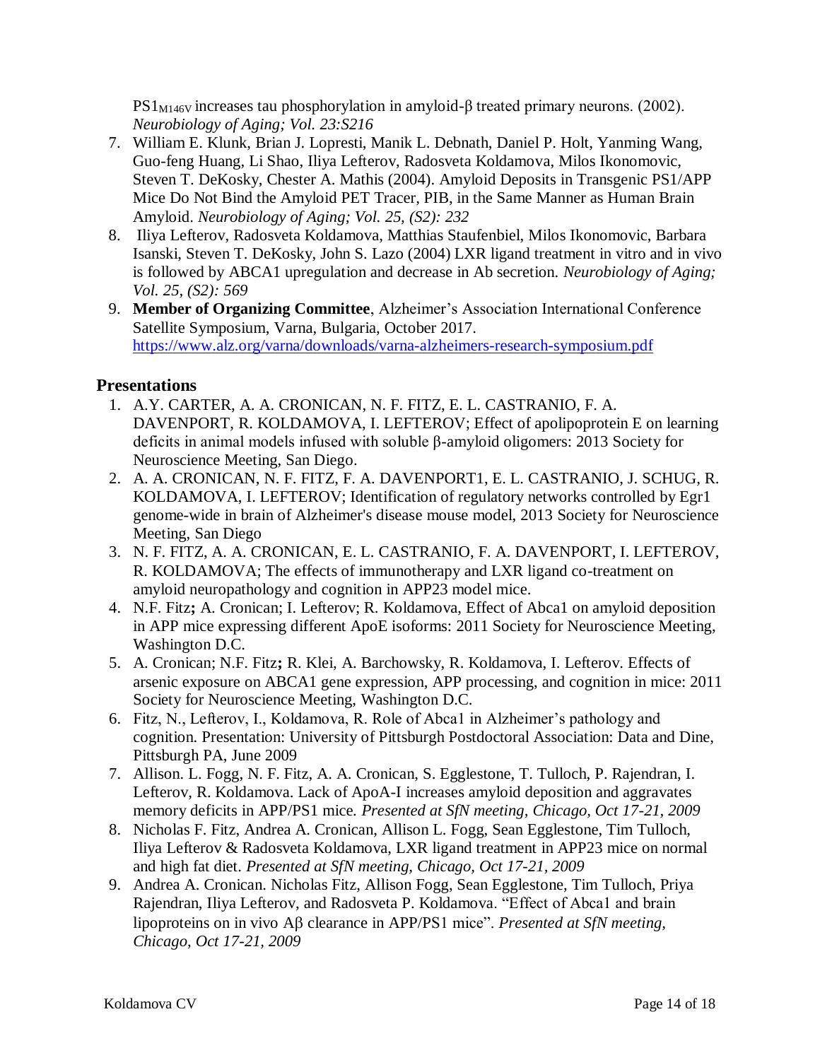$PS1_{M146V}$ increases tau phosphorylation in amyloid-β treated primary neurons. (2002). *Neurobiology of Aging; Vol. 23:S216*

7. William E. Klunk, Brian J. Lopresti, Manik L. Debnath, Daniel P. Holt, Yanming Wang, Guo-feng Huang, Li Shao, Iliya Lefterov, Radosveta Koldamova, Milos Ikonomovic, Steven T. DeKosky, Chester A. Mathis (2004). Amyloid Deposits in Transgenic PS1/APP Mice Do Not Bind the Amyloid PET Tracer, PIB, in the Same Manner as Human Brain Amyloid. *Neurobiology of Aging; Vol. 25, (S2): 232*
8. Iliya Lefterov, Radosveta Koldamova, Matthias Staufenbiel, Milos Ikonomovic, Barbara Isanski, Steven T. DeKosky, John S. Lazo (2004) LXR ligand treatment in vitro and in vivo is followed by ABCA1 upregulation and decrease in Ab secretion. *Neurobiology of Aging; Vol. 25, (S2): 569*
9. **Member of Organizing Committee**, Alzheimer's Association International Conference Satellite Symposium, Varna, Bulgaria, October 2017. https://www.alz.org/varna/downloads/varna-alzheimers-research-symposium.pdf

## Presentations

1. A.Y. CARTER, A. A. CRONICAN, N. F. FITZ, E. L. CASTRANIO, F. A. DAVENPORT, R. KOLDAMOVA, I. LEFTEROV; Effect of apolipoprotein E on learning deficits in animal models infused with soluble β-amyloid oligomers: 2013 Society for Neuroscience Meeting, San Diego.
2. A. A. CRONICAN, N. F. FITZ, F. A. DAVENPORT1, E. L. CASTRANIO, J. SCHUG, R. KOLDAMOVA, I. LEFTEROV; Identification of regulatory networks controlled by Egr1 genome-wide in brain of Alzheimer's disease mouse model, 2013 Society for Neuroscience Meeting, San Diego
3. N. F. FITZ, A. A. CRONICAN, E. L. CASTRANIO, F. A. DAVENPORT, I. LEFTEROV, R. KOLDAMOVA; The effects of immunotherapy and LXR ligand co-treatment on amyloid neuropathology and cognition in APP23 model mice.
4. N.F. Fitz**;** A. Cronican; I. Lefterov; R. Koldamova, Effect of Abca1 on amyloid deposition in APP mice expressing different ApoE isoforms: 2011 Society for Neuroscience Meeting, Washington D.C.
5. A. Cronican; N.F. Fitz**;** R. Klei, A. Barchowsky, R. Koldamova, I. Lefterov. Effects of arsenic exposure on ABCA1 gene expression, APP processing, and cognition in mice: 2011 Society for Neuroscience Meeting, Washington D.C.
6. Fitz, N., Lefterov, I., Koldamova, R. Role of Abca1 in Alzheimer's pathology and cognition. Presentation: University of Pittsburgh Postdoctoral Association: Data and Dine, Pittsburgh PA, June 2009
7. Allison. L. Fogg, N. F. Fitz, A. A. Cronican, S. Egglestone, T. Tulloch, P. Rajendran, I. Lefterov, R. Koldamova. Lack of ApoA-I increases amyloid deposition and aggravates memory deficits in APP/PS1 mice. *Presented at SfN meeting, Chicago, Oct 17-21, 2009*
8. Nicholas F. Fitz, Andrea A. Cronican, Allison L. Fogg, Sean Egglestone, Tim Tulloch, Iliya Lefterov & Radosveta Koldamova, LXR ligand treatment in APP23 mice on normal and high fat diet. *Presented at SfN meeting, Chicago, Oct 17-21, 2009*
9. Andrea A. Cronican. Nicholas Fitz, Allison Fogg, Sean Egglestone, Tim Tulloch, Priya Rajendran, Iliya Lefterov, and Radosveta P. Koldamova. "Effect of Abca1 and brain lipoproteins on in vivo Aβ clearance in APP/PS1 mice". *Presented at SfN meeting, Chicago, Oct 17-21, 2009*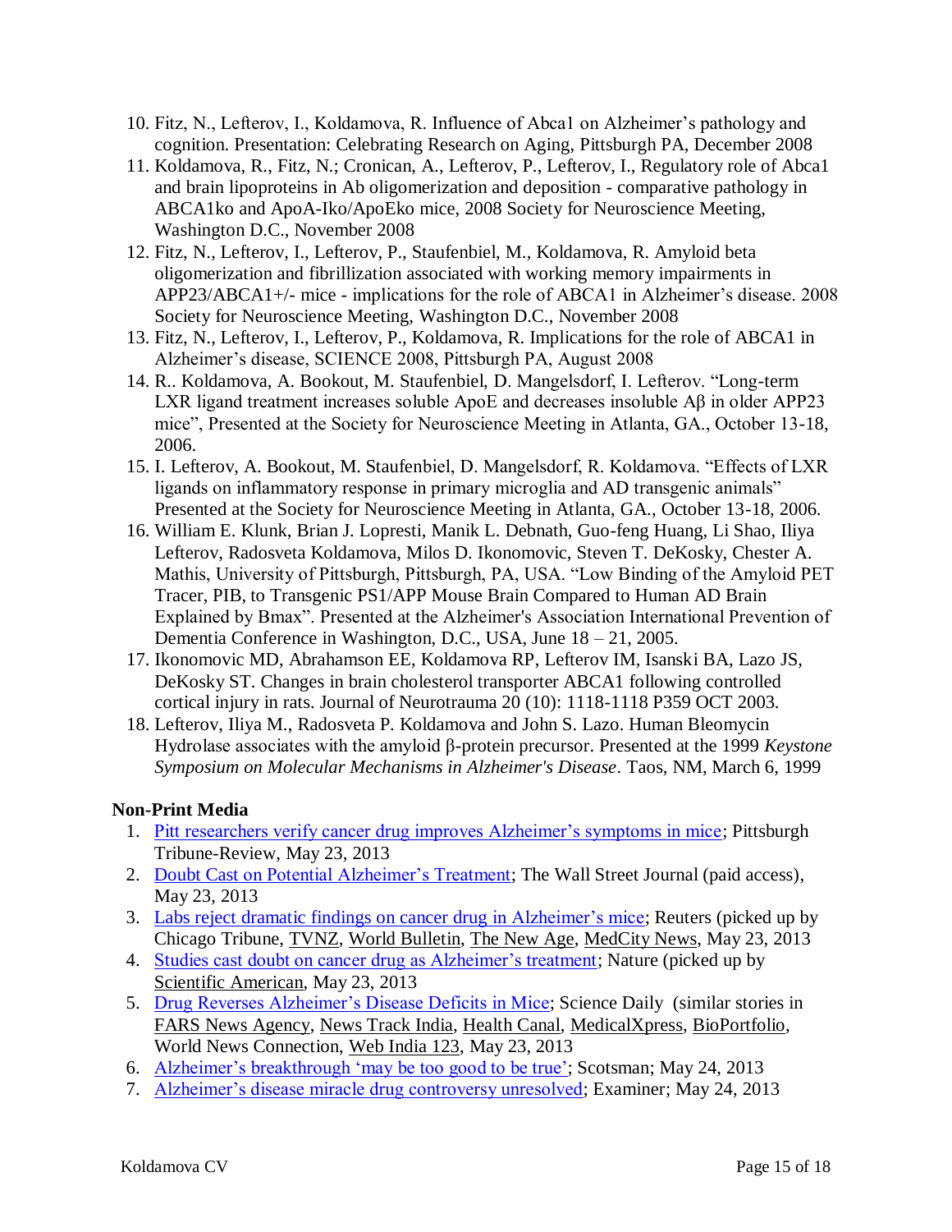10. Fitz, N., Lefterov, I., Koldamova, R. Influence of Abca1 on Alzheimer's pathology and cognition. Presentation: Celebrating Research on Aging, Pittsburgh PA, December 2008
11. Koldamova, R., Fitz, N.; Cronican, A., Lefterov, P., Lefterov, I., Regulatory role of Abca1 and brain lipoproteins in Ab oligomerization and deposition - comparative pathology in ABCA1ko and ApoA-Iko/ApoEko mice, 2008 Society for Neuroscience Meeting, Washington D.C., November 2008
12. Fitz, N., Lefterov, I., Lefterov, P., Staufenbiel, M., Koldamova, R. Amyloid beta oligomerization and fibrillization associated with working memory impairments in APP23/ABCA1+/- mice - implications for the role of ABCA1 in Alzheimer's disease. 2008 Society for Neuroscience Meeting, Washington D.C., November 2008
13. Fitz, N., Lefterov, I., Lefterov, P., Koldamova, R. Implications for the role of ABCA1 in Alzheimer's disease, SCIENCE 2008, Pittsburgh PA, August 2008
14. R.. Koldamova, A. Bookout, M. Staufenbiel, D. Mangelsdorf, I. Lefterov. "Long-term LXR ligand treatment increases soluble ApoE and decreases insoluble Aβ in older APP23 mice", Presented at the Society for Neuroscience Meeting in Atlanta, GA., October 13-18, 2006.
15. I. Lefterov, A. Bookout, M. Staufenbiel, D. Mangelsdorf, R. Koldamova. "Effects of LXR ligands on inflammatory response in primary microglia and AD transgenic animals" Presented at the Society for Neuroscience Meeting in Atlanta, GA., October 13-18, 2006.
16. William E. Klunk, Brian J. Lopresti, Manik L. Debnath, Guo-feng Huang, Li Shao, Iliya Lefterov, Radosveta Koldamova, Milos D. Ikonomovic, Steven T. DeKosky, Chester A. Mathis, University of Pittsburgh, Pittsburgh, PA, USA. "Low Binding of the Amyloid PET Tracer, PIB, to Transgenic PS1/APP Mouse Brain Compared to Human AD Brain Explained by Bmax". Presented at the Alzheimer's Association International Prevention of Dementia Conference in Washington, D.C., USA, June 18 – 21, 2005.
17. Ikonomovic MD, Abrahamson EE, Koldamova RP, Lefterov IM, Isanski BA, Lazo JS, DeKosky ST. Changes in brain cholesterol transporter ABCA1 following controlled cortical injury in rats. Journal of Neurotrauma 20 (10): 1118-1118 P359 OCT 2003.
18. Lefterov, Iliya M., Radosveta P. Koldamova and John S. Lazo. Human Bleomycin Hydrolase associates with the amyloid β-protein precursor. Presented at the 1999 *Keystone Symposium on Molecular Mechanisms in Alzheimer's Disease*. Taos, NM, March 6, 1999

### Non-Print Media

1. Pitt researchers verify cancer drug improves Alzheimer's symptoms in mice; Pittsburgh Tribune-Review, May 23, 2013
2. Doubt Cast on Potential Alzheimer's Treatment; The Wall Street Journal (paid access), May 23, 2013
3. Labs reject dramatic findings on cancer drug in Alzheimer's mice; Reuters (picked up by Chicago Tribune, TVNZ, World Bulletin, The New Age, MedCity News, May 23, 2013
4. Studies cast doubt on cancer drug as Alzheimer's treatment; Nature (picked up by Scientific American, May 23, 2013
5. Drug Reverses Alzheimer's Disease Deficits in Mice; Science Daily (similar stories in FARS News Agency, News Track India, Health Canal, MedicalXpress, BioPortfolio, World News Connection, Web India 123, May 23, 2013
6. Alzheimer's breakthrough 'may be too good to be true'; Scotsman; May 24, 2013
7. Alzheimer's disease miracle drug controversy unresolved; Examiner; May 24, 2013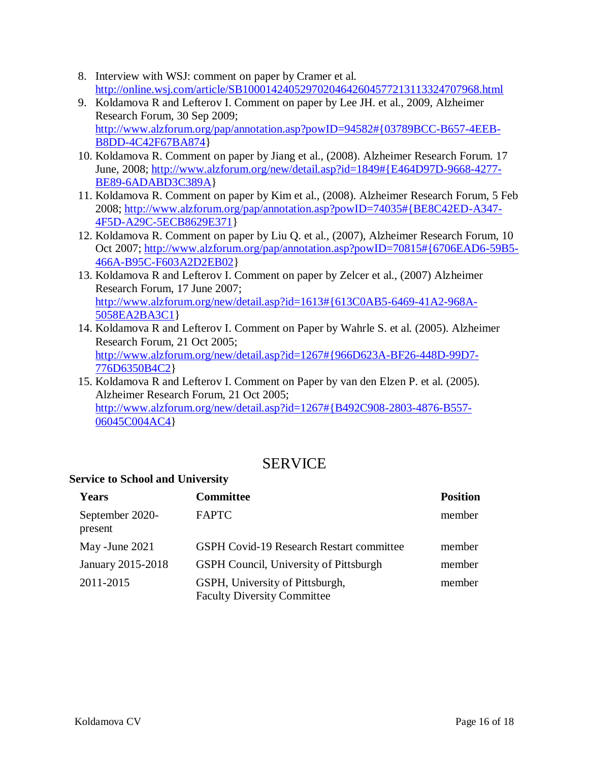8. Interview with WSJ: comment on paper by Cramer et al. http://online.wsj.com/article/SB10001424052970204642604577213113324707968.html
9. Koldamova R and Lefterov I. Comment on paper by Lee JH. et al., 2009, Alzheimer Research Forum, 30 Sep 2009; http://www.alzforum.org/pap/annotation.asp?powID=94582#{03789BCC-B657-4EEB-B8DD-4C42F67BA874}
10. Koldamova R. Comment on paper by Jiang et al., (2008). Alzheimer Research Forum. 17 June, 2008; http://www.alzforum.org/new/detail.asp?id=1849#{E464D97D-9668-4277-BE89-6ADABD3C389A}
11. Koldamova R. Comment on paper by Kim et al., (2008). Alzheimer Research Forum, 5 Feb 2008; http://www.alzforum.org/pap/annotation.asp?powID=74035#{BE8C42ED-A347-4F5D-A29C-5ECB8629E371}
12. Koldamova R. Comment on paper by Liu Q. et al., (2007), Alzheimer Research Forum, 10 Oct 2007; http://www.alzforum.org/pap/annotation.asp?powID=70815#{6706EAD6-59B5-466A-B95C-F603A2D2EB02}
13. Koldamova R and Lefterov I. Comment on paper by Zelcer et al., (2007) Alzheimer Research Forum, 17 June 2007; http://www.alzforum.org/new/detail.asp?id=1613#{613C0AB5-6469-41A2-968A-5058EA2BA3C1}
14. Koldamova R and Lefterov I. Comment on Paper by Wahrle S. et al. (2005). Alzheimer Research Forum, 21 Oct 2005; http://www.alzforum.org/new/detail.asp?id=1267#{966D623A-BF26-448D-99D7-776D6350B4C2}
15. Koldamova R and Lefterov I. Comment on Paper by van den Elzen P. et al. (2005). Alzheimer Research Forum, 21 Oct 2005; http://www.alzforum.org/new/detail.asp?id=1267#{B492C908-2803-4876-B557-06045C004AC4}

# SERVICE

**Service to School and University**

| Years | Committee | Position |
|---|---|---|
| September 2020-present | FAPTC | member |
| May -June 2021 | GSPH Covid-19 Research Restart committee | member |
| January 2015-2018 | GSPH Council, University of Pittsburgh | member |
| 2011-2015 | GSPH, University of Pittsburgh, Faculty Diversity Committee | member |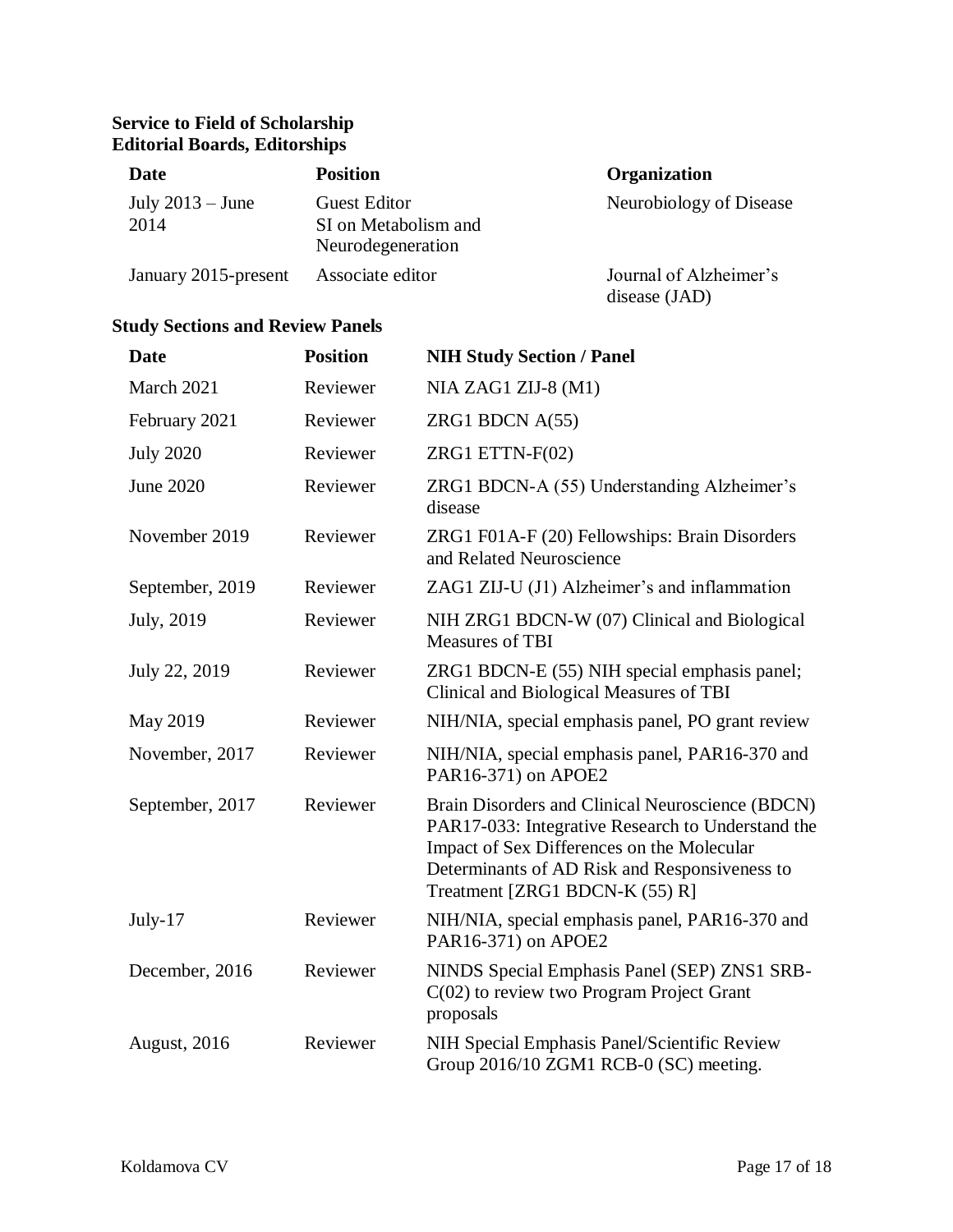**Service to Field of Scholarship**
**Editorial Boards, Editorships**

| Date | Position | Organization |
|---|---|---|
| July 2013 – June 2014 | Guest Editor SI on Metabolism and Neurodegeneration | Neurobiology of Disease |
| January 2015-present | Associate editor | Journal of Alzheimer's disease (JAD) |

**Study Sections and Review Panels**

| Date | Position | NIH Study Section / Panel |
|---|---|---|
| March 2021 | Reviewer | NIA ZAG1 ZIJ-8 (M1) |
| February 2021 | Reviewer | ZRG1 BDCN A(55) |
| July 2020 | Reviewer | ZRG1 ETTN-F(02) |
| June 2020 | Reviewer | ZRG1 BDCN-A (55) Understanding Alzheimer's disease |
| November 2019 | Reviewer | ZRG1 F01A-F (20) Fellowships: Brain Disorders and Related Neuroscience |
| September, 2019 | Reviewer | ZAG1 ZIJ-U (J1) Alzheimer's and inflammation |
| July, 2019 | Reviewer | NIH ZRG1 BDCN-W (07) Clinical and Biological Measures of TBI |
| July 22, 2019 | Reviewer | ZRG1 BDCN-E (55) NIH special emphasis panel; Clinical and Biological Measures of TBI |
| May 2019 | Reviewer | NIH/NIA, special emphasis panel, PO grant review |
| November, 2017 | Reviewer | NIH/NIA, special emphasis panel, PAR16-370 and PAR16-371) on APOE2 |
| September, 2017 | Reviewer | Brain Disorders and Clinical Neuroscience (BDCN) PAR17-033: Integrative Research to Understand the Impact of Sex Differences on the Molecular Determinants of AD Risk and Responsiveness to Treatment [ZRG1 BDCN-K (55) R] |
| July-17 | Reviewer | NIH/NIA, special emphasis panel, PAR16-370 and PAR16-371) on APOE2 |
| December, 2016 | Reviewer | NINDS Special Emphasis Panel (SEP) ZNS1 SRB-C(02) to review two Program Project Grant proposals |
| August, 2016 | Reviewer | NIH Special Emphasis Panel/Scientific Review Group 2016/10 ZGM1 RCB-0 (SC) meeting. |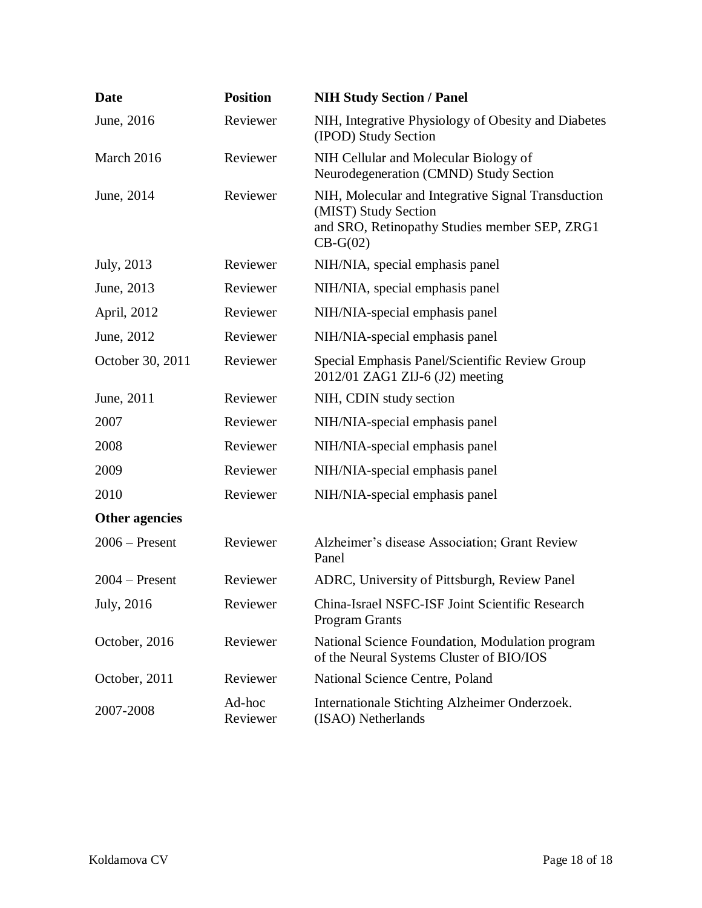| Date | Position | NIH Study Section / Panel |
|---|---|---|
| June, 2016 | Reviewer | NIH, Integrative Physiology of Obesity and Diabetes (IPOD) Study Section |
| March 2016 | Reviewer | NIH Cellular and Molecular Biology of Neurodegeneration (CMND) Study Section |
| June, 2014 | Reviewer | NIH, Molecular and Integrative Signal Transduction (MIST) Study Section and SRO, Retinopathy Studies member SEP, ZRG1 CB-G(02) |
| July, 2013 | Reviewer | NIH/NIA, special emphasis panel |
| June, 2013 | Reviewer | NIH/NIA, special emphasis panel |
| April, 2012 | Reviewer | NIH/NIA-special emphasis panel |
| June, 2012 | Reviewer | NIH/NIA-special emphasis panel |
| October 30, 2011 | Reviewer | Special Emphasis Panel/Scientific Review Group 2012/01 ZAG1 ZIJ-6 (J2) meeting |
| June, 2011 | Reviewer | NIH, CDIN study section |
| 2007 | Reviewer | NIH/NIA-special emphasis panel |
| 2008 | Reviewer | NIH/NIA-special emphasis panel |
| 2009 | Reviewer | NIH/NIA-special emphasis panel |
| 2010 | Reviewer | NIH/NIA-special emphasis panel |
| **Other agencies** | | |
| 2006 – Present | Reviewer | Alzheimer's disease Association; Grant Review Panel |
| 2004 – Present | Reviewer | ADRC, University of Pittsburgh, Review Panel |
| July, 2016 | Reviewer | China-Israel NSFC-ISF Joint Scientific Research Program Grants |
| October, 2016 | Reviewer | National Science Foundation, Modulation program of the Neural Systems Cluster of BIO/IOS |
| October, 2011 | Reviewer | National Science Centre, Poland |
| 2007-2008 | Ad-hoc Reviewer | Internationale Stichting Alzheimer Onderzoek. (ISAO) Netherlands |